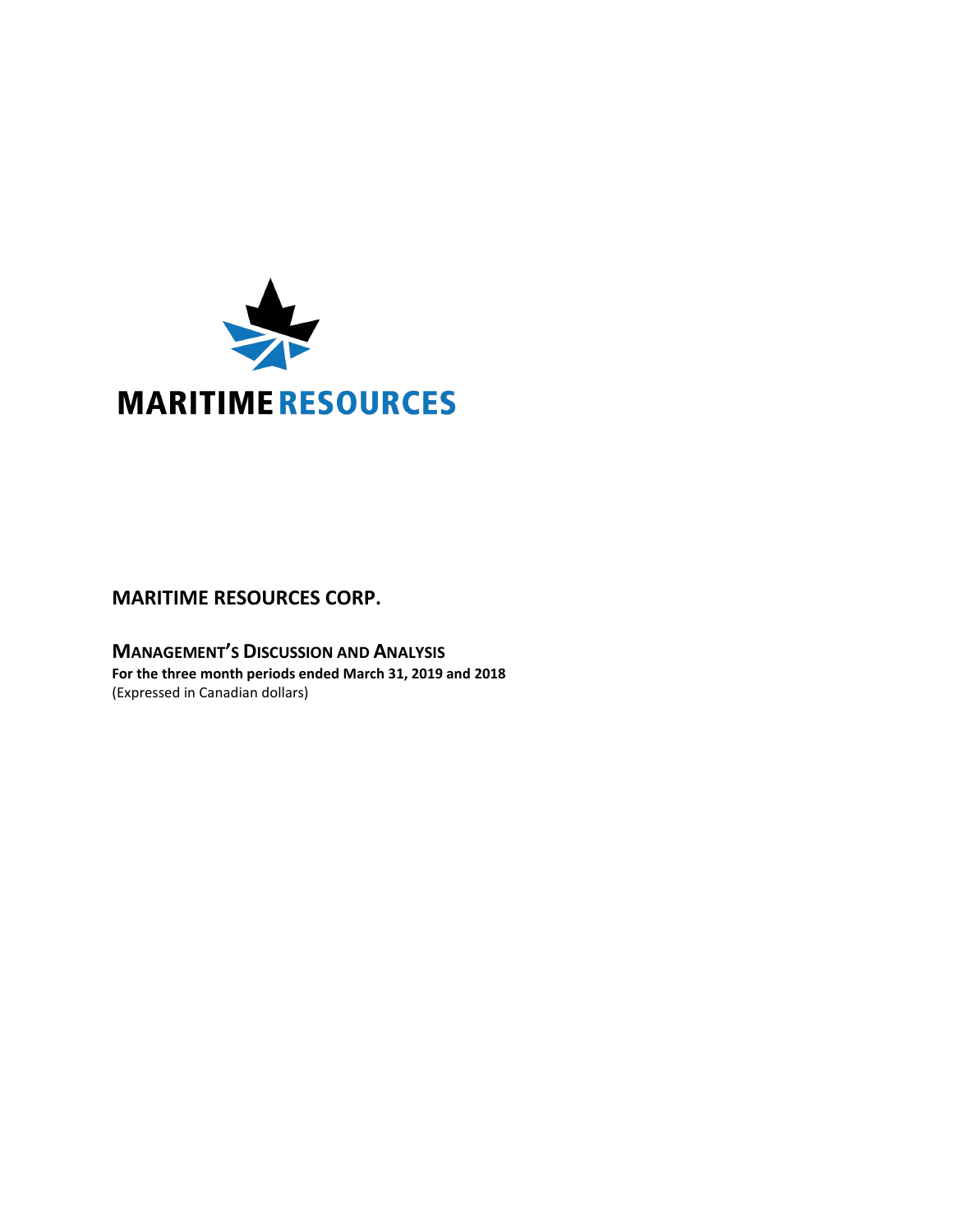MARITIME RESOURCES

# MARITIME RESOURCES CORP.

## MANAGEMENT'S DISCUSSION AND ANALYSIS

**For the three month periods ended March 31, 2019 and 2018**

(Expressed in Canadian dollars)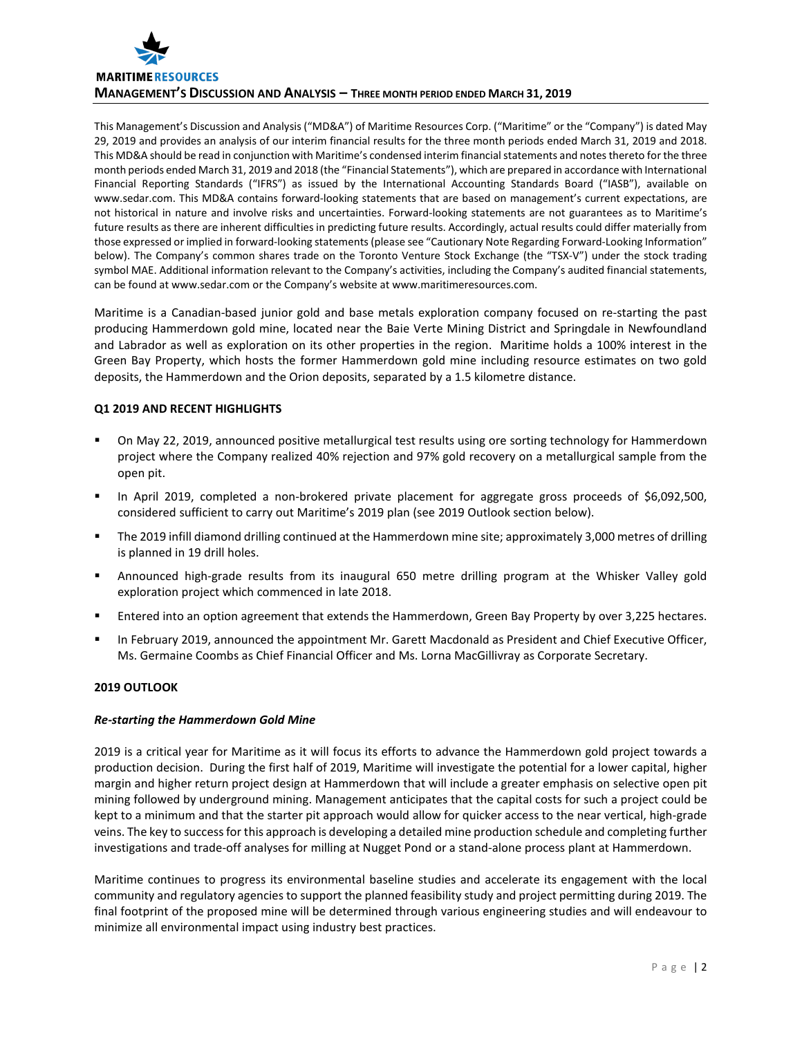This Management's Discussion and Analysis ("MD&A") of Maritime Resources Corp. ("Maritime" or the "Company") is dated May 29, 2019 and provides an analysis of our interim financial results for the three month periods ended March 31, 2019 and 2018. This MD&A should be read in conjunction with Maritime's condensed interim financial statements and notes thereto for the three month periods ended March 31, 2019 and 2018 (the "Financial Statements"), which are prepared in accordance with International Financial Reporting Standards ("IFRS") as issued by the International Accounting Standards Board ("IASB"), available on www.sedar.com. This MD&A contains forward-looking statements that are based on management's current expectations, are not historical in nature and involve risks and uncertainties. Forward-looking statements are not guarantees as to Maritime's future results as there are inherent difficulties in predicting future results. Accordingly, actual results could differ materially from those expressed or implied in forward-looking statements (please see "Cautionary Note Regarding Forward-Looking Information" below). The Company's common shares trade on the Toronto Venture Stock Exchange (the "TSX-V") under the stock trading symbol MAE. Additional information relevant to the Company's activities, including the Company's audited financial statements, can be found at www.sedar.com or the Company's website at www.maritimeresources.com.

Maritime is a Canadian-based junior gold and base metals exploration company focused on re-starting the past producing Hammerdown gold mine, located near the Baie Verte Mining District and Springdale in Newfoundland and Labrador as well as exploration on its other properties in the region. Maritime holds a 100% interest in the Green Bay Property, which hosts the former Hammerdown gold mine including resource estimates on two gold deposits, the Hammerdown and the Orion deposits, separated by a 1.5 kilometre distance.

## Q1 2019 AND RECENT HIGHLIGHTS

- On May 22, 2019, announced positive metallurgical test results using ore sorting technology for Hammerdown project where the Company realized 40% rejection and 97% gold recovery on a metallurgical sample from the open pit.
- In April 2019, completed a non-brokered private placement for aggregate gross proceeds of $6,092,500, considered sufficient to carry out Maritime's 2019 plan (see 2019 Outlook section below).
- The 2019 infill diamond drilling continued at the Hammerdown mine site; approximately 3,000 metres of drilling is planned in 19 drill holes.
- Announced high-grade results from its inaugural 650 metre drilling program at the Whisker Valley gold exploration project which commenced in late 2018.
- Entered into an option agreement that extends the Hammerdown, Green Bay Property by over 3,225 hectares.
- In February 2019, announced the appointment Mr. Garett Macdonald as President and Chief Executive Officer, Ms. Germaine Coombs as Chief Financial Officer and Ms. Lorna MacGillivray as Corporate Secretary.

## 2019 OUTLOOK

### *Re-starting the Hammerdown Gold Mine*

2019 is a critical year for Maritime as it will focus its efforts to advance the Hammerdown gold project towards a production decision. During the first half of 2019, Maritime will investigate the potential for a lower capital, higher margin and higher return project design at Hammerdown that will include a greater emphasis on selective open pit mining followed by underground mining. Management anticipates that the capital costs for such a project could be kept to a minimum and that the starter pit approach would allow for quicker access to the near vertical, high-grade veins. The key to success for this approach is developing a detailed mine production schedule and completing further investigations and trade-off analyses for milling at Nugget Pond or a stand-alone process plant at Hammerdown.

Maritime continues to progress its environmental baseline studies and accelerate its engagement with the local community and regulatory agencies to support the planned feasibility study and project permitting during 2019. The final footprint of the proposed mine will be determined through various engineering studies and will endeavour to minimize all environmental impact using industry best practices.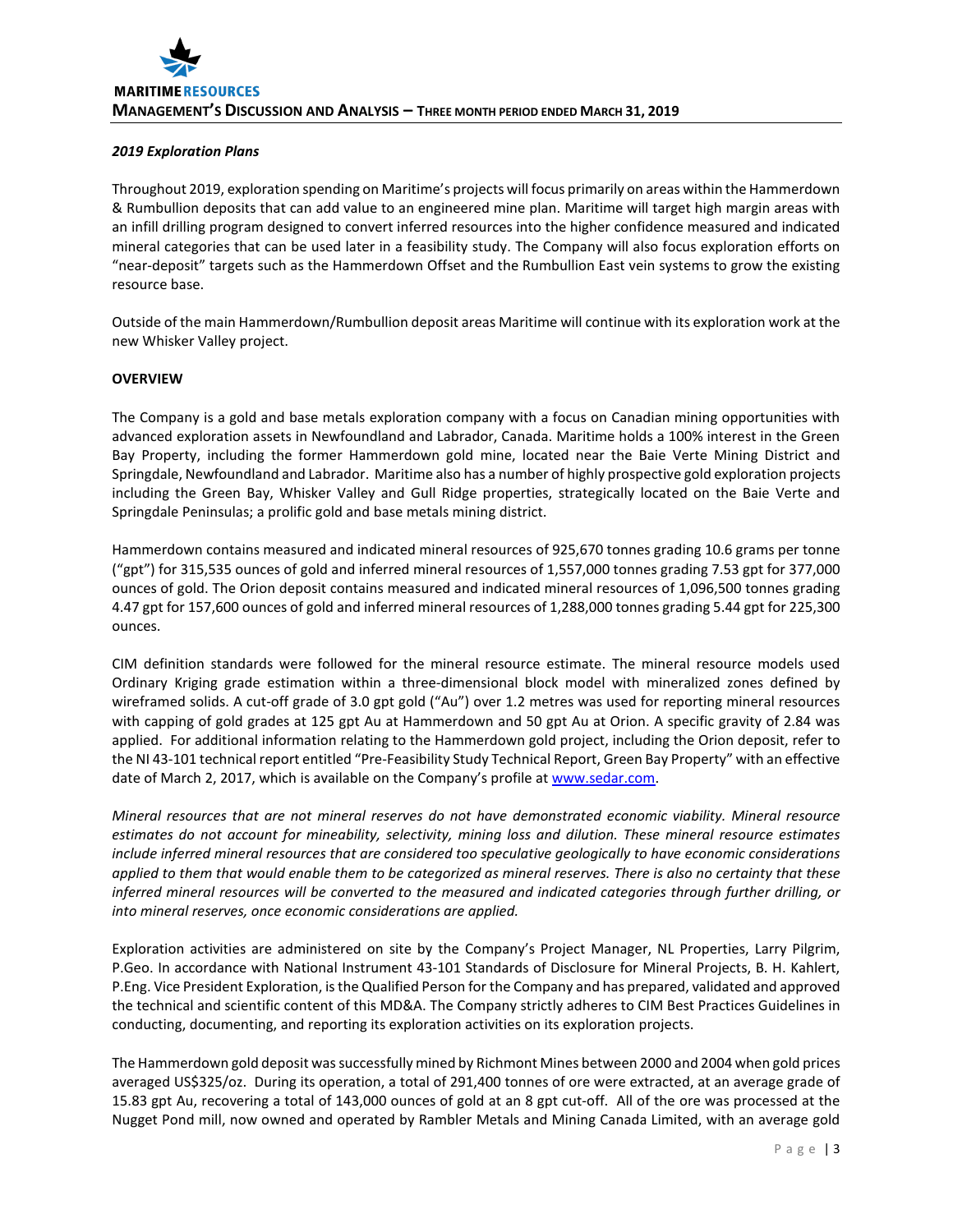### *2019 Exploration Plans*

Throughout 2019, exploration spending on Maritime's projects will focus primarily on areas within the Hammerdown & Rumbullion deposits that can add value to an engineered mine plan. Maritime will target high margin areas with an infill drilling program designed to convert inferred resources into the higher confidence measured and indicated mineral categories that can be used later in a feasibility study. The Company will also focus exploration efforts on "near-deposit" targets such as the Hammerdown Offset and the Rumbullion East vein systems to grow the existing resource base.

Outside of the main Hammerdown/Rumbullion deposit areas Maritime will continue with its exploration work at the new Whisker Valley project.

## OVERVIEW

The Company is a gold and base metals exploration company with a focus on Canadian mining opportunities with advanced exploration assets in Newfoundland and Labrador, Canada. Maritime holds a 100% interest in the Green Bay Property, including the former Hammerdown gold mine, located near the Baie Verte Mining District and Springdale, Newfoundland and Labrador. Maritime also has a number of highly prospective gold exploration projects including the Green Bay, Whisker Valley and Gull Ridge properties, strategically located on the Baie Verte and Springdale Peninsulas; a prolific gold and base metals mining district.

Hammerdown contains measured and indicated mineral resources of 925,670 tonnes grading 10.6 grams per tonne ("gpt") for 315,535 ounces of gold and inferred mineral resources of 1,557,000 tonnes grading 7.53 gpt for 377,000 ounces of gold. The Orion deposit contains measured and indicated mineral resources of 1,096,500 tonnes grading 4.47 gpt for 157,600 ounces of gold and inferred mineral resources of 1,288,000 tonnes grading 5.44 gpt for 225,300 ounces.

CIM definition standards were followed for the mineral resource estimate. The mineral resource models used Ordinary Kriging grade estimation within a three-dimensional block model with mineralized zones defined by wireframed solids. A cut-off grade of 3.0 gpt gold ("Au") over 1.2 metres was used for reporting mineral resources with capping of gold grades at 125 gpt Au at Hammerdown and 50 gpt Au at Orion. A specific gravity of 2.84 was applied. For additional information relating to the Hammerdown gold project, including the Orion deposit, refer to the NI 43-101 technical report entitled "Pre-Feasibility Study Technical Report, Green Bay Property" with an effective date of March 2, 2017, which is available on the Company's profile at [www.sedar.com](http://www.sedar.com).

*Mineral resources that are not mineral reserves do not have demonstrated economic viability. Mineral resource estimates do not account for mineability, selectivity, mining loss and dilution. These mineral resource estimates include inferred mineral resources that are considered too speculative geologically to have economic considerations applied to them that would enable them to be categorized as mineral reserves. There is also no certainty that these inferred mineral resources will be converted to the measured and indicated categories through further drilling, or into mineral reserves, once economic considerations are applied.*

Exploration activities are administered on site by the Company's Project Manager, NL Properties, Larry Pilgrim, P.Geo. In accordance with National Instrument 43-101 Standards of Disclosure for Mineral Projects, B. H. Kahlert, P.Eng. Vice President Exploration, is the Qualified Person for the Company and has prepared, validated and approved the technical and scientific content of this MD&A. The Company strictly adheres to CIM Best Practices Guidelines in conducting, documenting, and reporting its exploration activities on its exploration projects.

The Hammerdown gold deposit was successfully mined by Richmont Mines between 2000 and 2004 when gold prices averaged US$325/oz. During its operation, a total of 291,400 tonnes of ore were extracted, at an average grade of 15.83 gpt Au, recovering a total of 143,000 ounces of gold at an 8 gpt cut-off. All of the ore was processed at the Nugget Pond mill, now owned and operated by Rambler Metals and Mining Canada Limited, with an average gold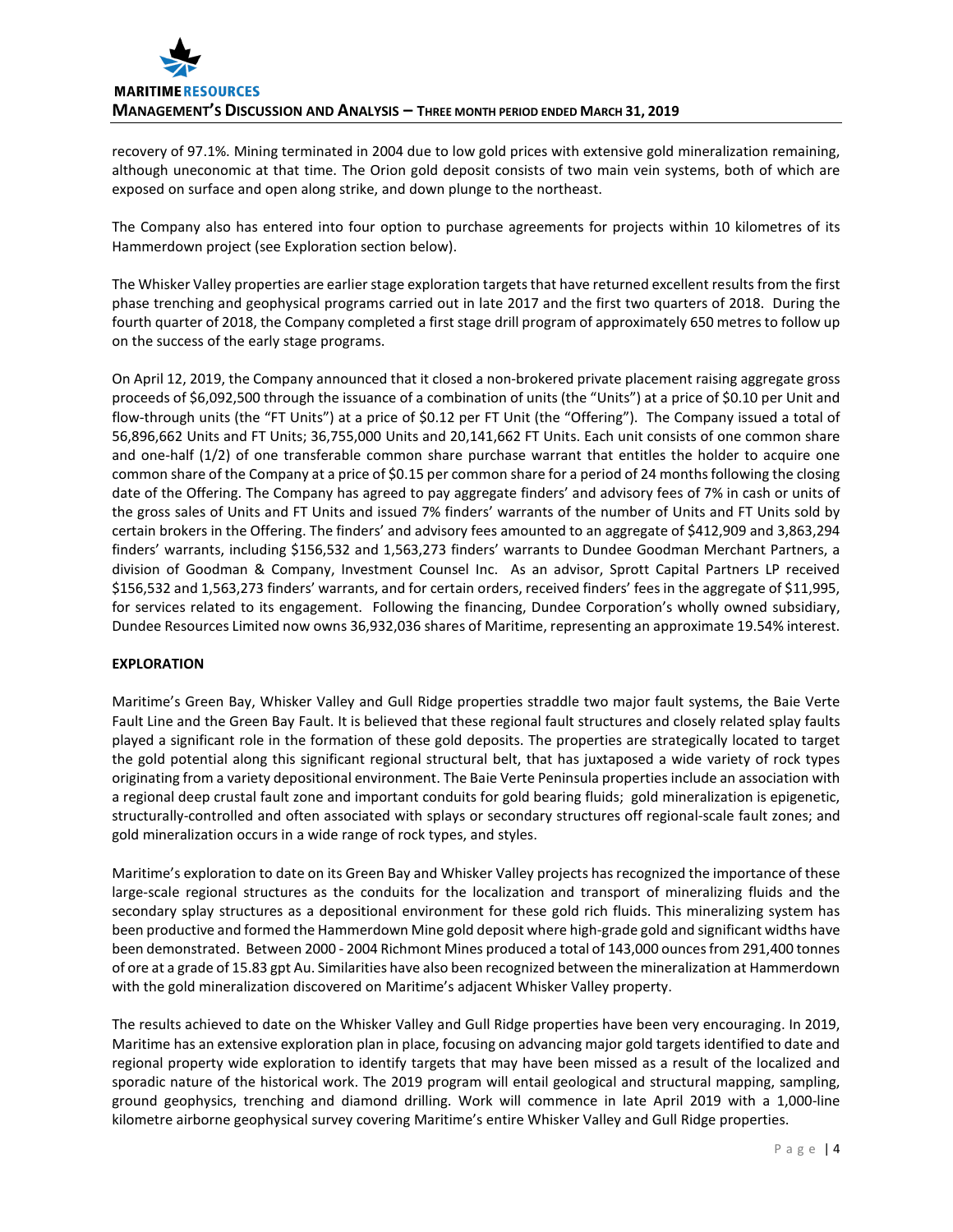recovery of 97.1%. Mining terminated in 2004 due to low gold prices with extensive gold mineralization remaining, although uneconomic at that time. The Orion gold deposit consists of two main vein systems, both of which are exposed on surface and open along strike, and down plunge to the northeast.

The Company also has entered into four option to purchase agreements for projects within 10 kilometres of its Hammerdown project (see Exploration section below).

The Whisker Valley properties are earlier stage exploration targets that have returned excellent results from the first phase trenching and geophysical programs carried out in late 2017 and the first two quarters of 2018. During the fourth quarter of 2018, the Company completed a first stage drill program of approximately 650 metres to follow up on the success of the early stage programs.

On April 12, 2019, the Company announced that it closed a non-brokered private placement raising aggregate gross proceeds of $6,092,500 through the issuance of a combination of units (the "Units") at a price of $0.10 per Unit and flow-through units (the "FT Units") at a price of $0.12 per FT Unit (the "Offering"). The Company issued a total of 56,896,662 Units and FT Units; 36,755,000 Units and 20,141,662 FT Units. Each unit consists of one common share and one-half (1/2) of one transferable common share purchase warrant that entitles the holder to acquire one common share of the Company at a price of $0.15 per common share for a period of 24 months following the closing date of the Offering. The Company has agreed to pay aggregate finders' and advisory fees of 7% in cash or units of the gross sales of Units and FT Units and issued 7% finders' warrants of the number of Units and FT Units sold by certain brokers in the Offering. The finders' and advisory fees amounted to an aggregate of $412,909 and 3,863,294 finders' warrants, including $156,532 and 1,563,273 finders' warrants to Dundee Goodman Merchant Partners, a division of Goodman & Company, Investment Counsel Inc. As an advisor, Sprott Capital Partners LP received $156,532 and 1,563,273 finders' warrants, and for certain orders, received finders' fees in the aggregate of $11,995, for services related to its engagement. Following the financing, Dundee Corporation's wholly owned subsidiary, Dundee Resources Limited now owns 36,932,036 shares of Maritime, representing an approximate 19.54% interest.

## EXPLORATION

Maritime's Green Bay, Whisker Valley and Gull Ridge properties straddle two major fault systems, the Baie Verte Fault Line and the Green Bay Fault. It is believed that these regional fault structures and closely related splay faults played a significant role in the formation of these gold deposits. The properties are strategically located to target the gold potential along this significant regional structural belt, that has juxtaposed a wide variety of rock types originating from a variety depositional environment. The Baie Verte Peninsula properties include an association with a regional deep crustal fault zone and important conduits for gold bearing fluids; gold mineralization is epigenetic, structurally-controlled and often associated with splays or secondary structures off regional-scale fault zones; and gold mineralization occurs in a wide range of rock types, and styles.

Maritime's exploration to date on its Green Bay and Whisker Valley projects has recognized the importance of these large-scale regional structures as the conduits for the localization and transport of mineralizing fluids and the secondary splay structures as a depositional environment for these gold rich fluids. This mineralizing system has been productive and formed the Hammerdown Mine gold deposit where high-grade gold and significant widths have been demonstrated. Between 2000 - 2004 Richmont Mines produced a total of 143,000 ounces from 291,400 tonnes of ore at a grade of 15.83 gpt Au. Similarities have also been recognized between the mineralization at Hammerdown with the gold mineralization discovered on Maritime's adjacent Whisker Valley property.

The results achieved to date on the Whisker Valley and Gull Ridge properties have been very encouraging. In 2019, Maritime has an extensive exploration plan in place, focusing on advancing major gold targets identified to date and regional property wide exploration to identify targets that may have been missed as a result of the localized and sporadic nature of the historical work. The 2019 program will entail geological and structural mapping, sampling, ground geophysics, trenching and diamond drilling. Work will commence in late April 2019 with a 1,000-line kilometre airborne geophysical survey covering Maritime's entire Whisker Valley and Gull Ridge properties.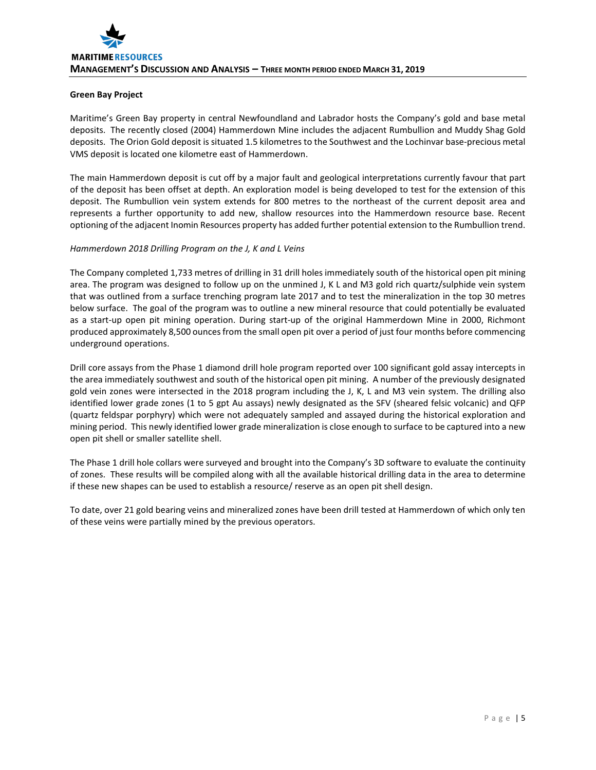## Green Bay Project

Maritime's Green Bay property in central Newfoundland and Labrador hosts the Company's gold and base metal deposits. The recently closed (2004) Hammerdown Mine includes the adjacent Rumbullion and Muddy Shag Gold deposits. The Orion Gold deposit is situated 1.5 kilometres to the Southwest and the Lochinvar base-precious metal VMS deposit is located one kilometre east of Hammerdown.

The main Hammerdown deposit is cut off by a major fault and geological interpretations currently favour that part of the deposit has been offset at depth. An exploration model is being developed to test for the extension of this deposit. The Rumbullion vein system extends for 800 metres to the northeast of the current deposit area and represents a further opportunity to add new, shallow resources into the Hammerdown resource base. Recent optioning of the adjacent Inomin Resources property has added further potential extension to the Rumbullion trend.

*Hammerdown 2018 Drilling Program on the J, K and L Veins*

The Company completed 1,733 metres of drilling in 31 drill holes immediately south of the historical open pit mining area. The program was designed to follow up on the unmined J, K L and M3 gold rich quartz/sulphide vein system that was outlined from a surface trenching program late 2017 and to test the mineralization in the top 30 metres below surface. The goal of the program was to outline a new mineral resource that could potentially be evaluated as a start-up open pit mining operation. During start-up of the original Hammerdown Mine in 2000, Richmont produced approximately 8,500 ounces from the small open pit over a period of just four months before commencing underground operations.

Drill core assays from the Phase 1 diamond drill hole program reported over 100 significant gold assay intercepts in the area immediately southwest and south of the historical open pit mining. A number of the previously designated gold vein zones were intersected in the 2018 program including the J, K, L and M3 vein system. The drilling also identified lower grade zones (1 to 5 gpt Au assays) newly designated as the SFV (sheared felsic volcanic) and QFP (quartz feldspar porphyry) which were not adequately sampled and assayed during the historical exploration and mining period. This newly identified lower grade mineralization is close enough to surface to be captured into a new open pit shell or smaller satellite shell.

The Phase 1 drill hole collars were surveyed and brought into the Company's 3D software to evaluate the continuity of zones. These results will be compiled along with all the available historical drilling data in the area to determine if these new shapes can be used to establish a resource/ reserve as an open pit shell design.

To date, over 21 gold bearing veins and mineralized zones have been drill tested at Hammerdown of which only ten of these veins were partially mined by the previous operators.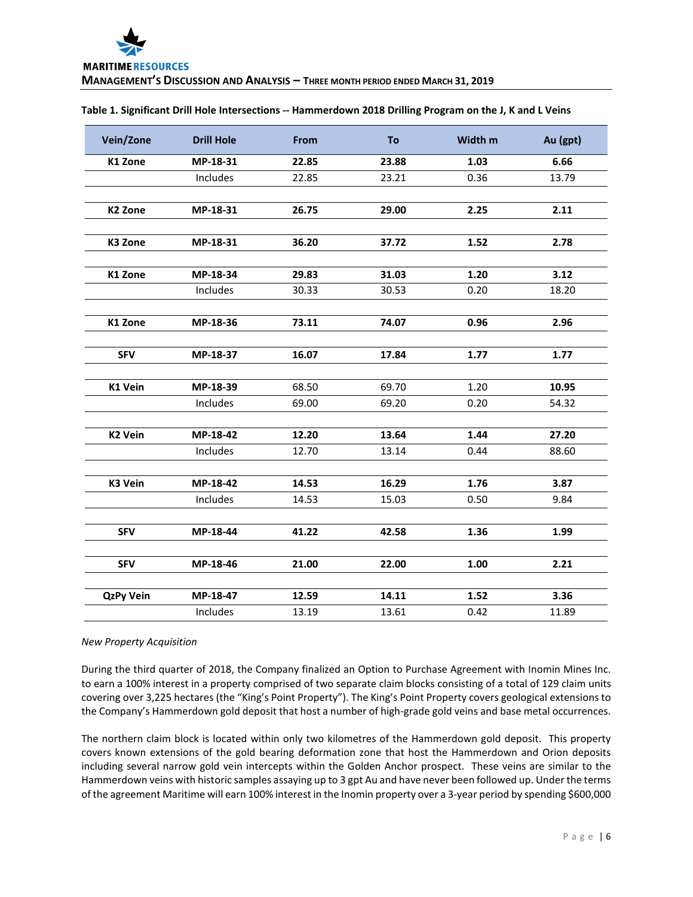**Table 1. Significant Drill Hole Intersections -- Hammerdown 2018 Drilling Program on the J, K and L Veins**

| Vein/Zone | Drill Hole | From | To | Width m | Au (gpt) |
|---|---|---|---|---|---|
| **K1 Zone** | **MP-18-31** | **22.85** | **23.88** | **1.03** | **6.66** |
| | Includes | 22.85 | 23.21 | 0.36 | 13.79 |
| | | | | | |
| **K2 Zone** | **MP-18-31** | **26.75** | **29.00** | **2.25** | **2.11** |
| | | | | | |
| **K3 Zone** | **MP-18-31** | **36.20** | **37.72** | **1.52** | **2.78** |
| | | | | | |
| **K1 Zone** | **MP-18-34** | **29.83** | **31.03** | **1.20** | **3.12** |
| | Includes | 30.33 | 30.53 | 0.20 | 18.20 |
| | | | | | |
| **K1 Zone** | **MP-18-36** | **73.11** | **74.07** | **0.96** | **2.96** |
| | | | | | |
| **SFV** | **MP-18-37** | **16.07** | **17.84** | **1.77** | **1.77** |
| | | | | | |
| **K1 Vein** | **MP-18-39** | 68.50 | 69.70 | 1.20 | **10.95** |
| | Includes | 69.00 | 69.20 | 0.20 | 54.32 |
| | | | | | |
| **K2 Vein** | **MP-18-42** | **12.20** | **13.64** | **1.44** | **27.20** |
| | Includes | 12.70 | 13.14 | 0.44 | 88.60 |
| | | | | | |
| **K3 Vein** | **MP-18-42** | **14.53** | **16.29** | **1.76** | **3.87** |
| | Includes | 14.53 | 15.03 | 0.50 | 9.84 |
| | | | | | |
| **SFV** | **MP-18-44** | **41.22** | **42.58** | **1.36** | **1.99** |
| | | | | | |
| **SFV** | **MP-18-46** | **21.00** | **22.00** | **1.00** | **2.21** |
| | | | | | |
| **QzPy Vein** | **MP-18-47** | **12.59** | **14.11** | **1.52** | **3.36** |
| | Includes | 13.19 | 13.61 | 0.42 | 11.89 |

*New Property Acquisition*

During the third quarter of 2018, the Company finalized an Option to Purchase Agreement with Inomin Mines Inc. to earn a 100% interest in a property comprised of two separate claim blocks consisting of a total of 129 claim units covering over 3,225 hectares (the "King's Point Property"). The King's Point Property covers geological extensions to the Company's Hammerdown gold deposit that host a number of high-grade gold veins and base metal occurrences.

The northern claim block is located within only two kilometres of the Hammerdown gold deposit. This property covers known extensions of the gold bearing deformation zone that host the Hammerdown and Orion deposits including several narrow gold vein intercepts within the Golden Anchor prospect. These veins are similar to the Hammerdown veins with historic samples assaying up to 3 gpt Au and have never been followed up. Under the terms of the agreement Maritime will earn 100% interest in the Inomin property over a 3-year period by spending $600,000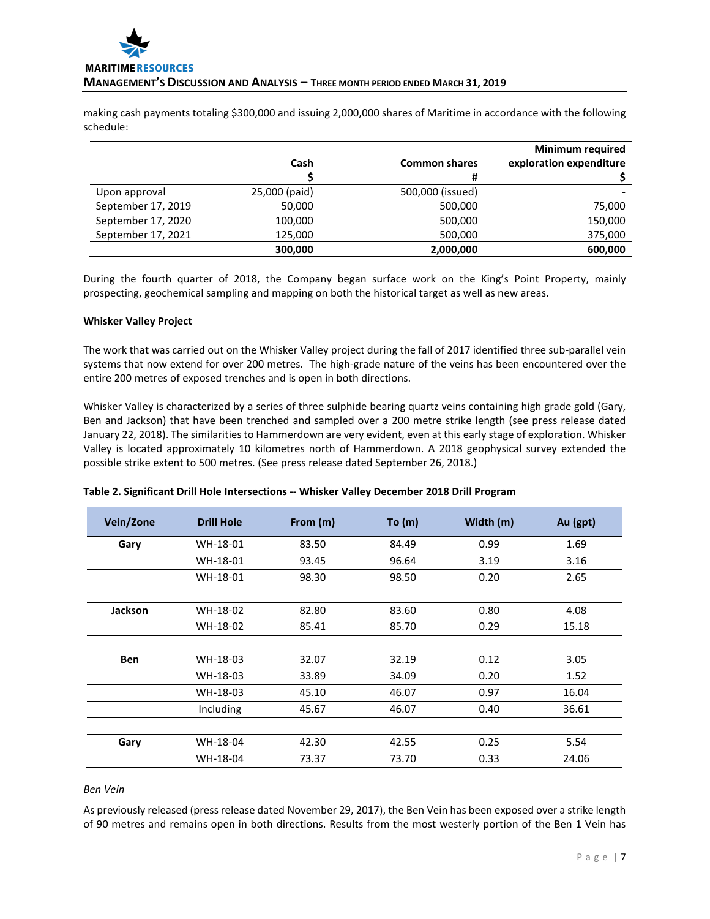making cash payments totaling $300,000 and issuing 2,000,000 shares of Maritime in accordance with the following schedule:

| | Cash<br>$ | Common shares<br># | Minimum required exploration expenditure<br>$ |
|---|---|---|---|
| Upon approval | 25,000 (paid) | 500,000 (issued) | - |
| September 17, 2019 | 50,000 | 500,000 | 75,000 |
| September 17, 2020 | 100,000 | 500,000 | 150,000 |
| September 17, 2021 | 125,000 | 500,000 | 375,000 |
| | **300,000** | **2,000,000** | **600,000** |

During the fourth quarter of 2018, the Company began surface work on the King's Point Property, mainly prospecting, geochemical sampling and mapping on both the historical target as well as new areas.

**Whisker Valley Project**

The work that was carried out on the Whisker Valley project during the fall of 2017 identified three sub-parallel vein systems that now extend for over 200 metres. The high-grade nature of the veins has been encountered over the entire 200 metres of exposed trenches and is open in both directions.

Whisker Valley is characterized by a series of three sulphide bearing quartz veins containing high grade gold (Gary, Ben and Jackson) that have been trenched and sampled over a 200 metre strike length (see press release dated January 22, 2018). The similarities to Hammerdown are very evident, even at this early stage of exploration. Whisker Valley is located approximately 10 kilometres north of Hammerdown. A 2018 geophysical survey extended the possible strike extent to 500 metres. (See press release dated September 26, 2018.)

**Table 2. Significant Drill Hole Intersections -- Whisker Valley December 2018 Drill Program**

| Vein/Zone | Drill Hole | From (m) | To (m) | Width (m) | Au (gpt) |
|---|---|---|---|---|---|
| **Gary** | WH-18-01 | 83.50 | 84.49 | 0.99 | 1.69 |
| | WH-18-01 | 93.45 | 96.64 | 3.19 | 3.16 |
| | WH-18-01 | 98.30 | 98.50 | 0.20 | 2.65 |
| | | | | | |
| **Jackson** | WH-18-02 | 82.80 | 83.60 | 0.80 | 4.08 |
| | WH-18-02 | 85.41 | 85.70 | 0.29 | 15.18 |
| | | | | | |
| **Ben** | WH-18-03 | 32.07 | 32.19 | 0.12 | 3.05 |
| | WH-18-03 | 33.89 | 34.09 | 0.20 | 1.52 |
| | WH-18-03 | 45.10 | 46.07 | 0.97 | 16.04 |
| | Including | 45.67 | 46.07 | 0.40 | 36.61 |
| | | | | | |
| **Gary** | WH-18-04 | 42.30 | 42.55 | 0.25 | 5.54 |
| | WH-18-04 | 73.37 | 73.70 | 0.33 | 24.06 |

*Ben Vein*

As previously released (press release dated November 29, 2017), the Ben Vein has been exposed over a strike length of 90 metres and remains open in both directions. Results from the most westerly portion of the Ben 1 Vein has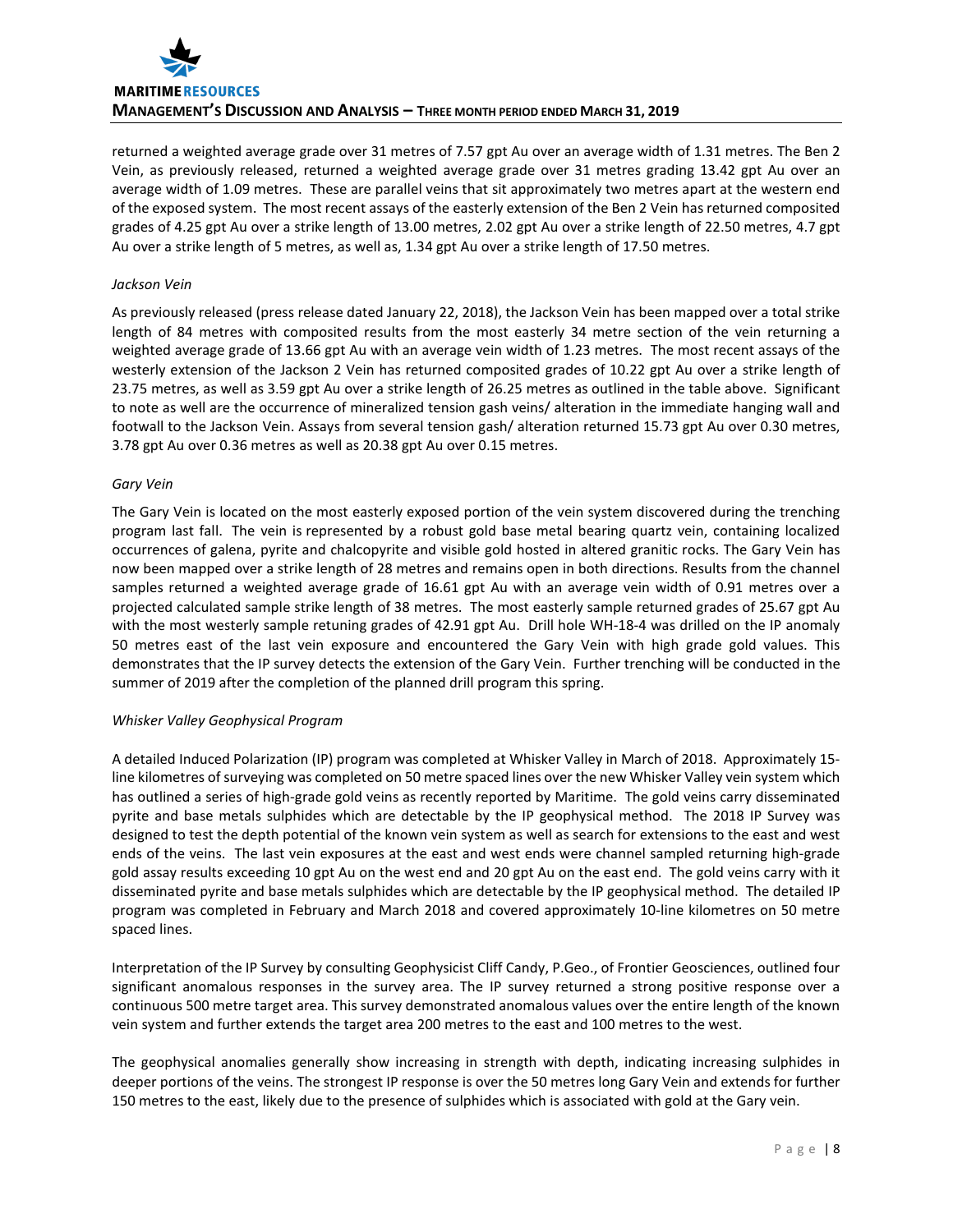returned a weighted average grade over 31 metres of 7.57 gpt Au over an average width of 1.31 metres. The Ben 2 Vein, as previously released, returned a weighted average grade over 31 metres grading 13.42 gpt Au over an average width of 1.09 metres. These are parallel veins that sit approximately two metres apart at the western end of the exposed system. The most recent assays of the easterly extension of the Ben 2 Vein has returned composited grades of 4.25 gpt Au over a strike length of 13.00 metres, 2.02 gpt Au over a strike length of 22.50 metres, 4.7 gpt Au over a strike length of 5 metres, as well as, 1.34 gpt Au over a strike length of 17.50 metres.

*Jackson Vein*

As previously released (press release dated January 22, 2018), the Jackson Vein has been mapped over a total strike length of 84 metres with composited results from the most easterly 34 metre section of the vein returning a weighted average grade of 13.66 gpt Au with an average vein width of 1.23 metres. The most recent assays of the westerly extension of the Jackson 2 Vein has returned composited grades of 10.22 gpt Au over a strike length of 23.75 metres, as well as 3.59 gpt Au over a strike length of 26.25 metres as outlined in the table above. Significant to note as well are the occurrence of mineralized tension gash veins/ alteration in the immediate hanging wall and footwall to the Jackson Vein. Assays from several tension gash/ alteration returned 15.73 gpt Au over 0.30 metres, 3.78 gpt Au over 0.36 metres as well as 20.38 gpt Au over 0.15 metres.

*Gary Vein*

The Gary Vein is located on the most easterly exposed portion of the vein system discovered during the trenching program last fall. The vein is represented by a robust gold base metal bearing quartz vein, containing localized occurrences of galena, pyrite and chalcopyrite and visible gold hosted in altered granitic rocks. The Gary Vein has now been mapped over a strike length of 28 metres and remains open in both directions. Results from the channel samples returned a weighted average grade of 16.61 gpt Au with an average vein width of 0.91 metres over a projected calculated sample strike length of 38 metres. The most easterly sample returned grades of 25.67 gpt Au with the most westerly sample retuning grades of 42.91 gpt Au. Drill hole WH-18-4 was drilled on the IP anomaly 50 metres east of the last vein exposure and encountered the Gary Vein with high grade gold values. This demonstrates that the IP survey detects the extension of the Gary Vein. Further trenching will be conducted in the summer of 2019 after the completion of the planned drill program this spring.

*Whisker Valley Geophysical Program*

A detailed Induced Polarization (IP) program was completed at Whisker Valley in March of 2018. Approximately 15-line kilometres of surveying was completed on 50 metre spaced lines over the new Whisker Valley vein system which has outlined a series of high-grade gold veins as recently reported by Maritime. The gold veins carry disseminated pyrite and base metals sulphides which are detectable by the IP geophysical method. The 2018 IP Survey was designed to test the depth potential of the known vein system as well as search for extensions to the east and west ends of the veins. The last vein exposures at the east and west ends were channel sampled returning high-grade gold assay results exceeding 10 gpt Au on the west end and 20 gpt Au on the east end. The gold veins carry with it disseminated pyrite and base metals sulphides which are detectable by the IP geophysical method. The detailed IP program was completed in February and March 2018 and covered approximately 10-line kilometres on 50 metre spaced lines.

Interpretation of the IP Survey by consulting Geophysicist Cliff Candy, P.Geo., of Frontier Geosciences, outlined four significant anomalous responses in the survey area. The IP survey returned a strong positive response over a continuous 500 metre target area. This survey demonstrated anomalous values over the entire length of the known vein system and further extends the target area 200 metres to the east and 100 metres to the west.

The geophysical anomalies generally show increasing in strength with depth, indicating increasing sulphides in deeper portions of the veins. The strongest IP response is over the 50 metres long Gary Vein and extends for further 150 metres to the east, likely due to the presence of sulphides which is associated with gold at the Gary vein.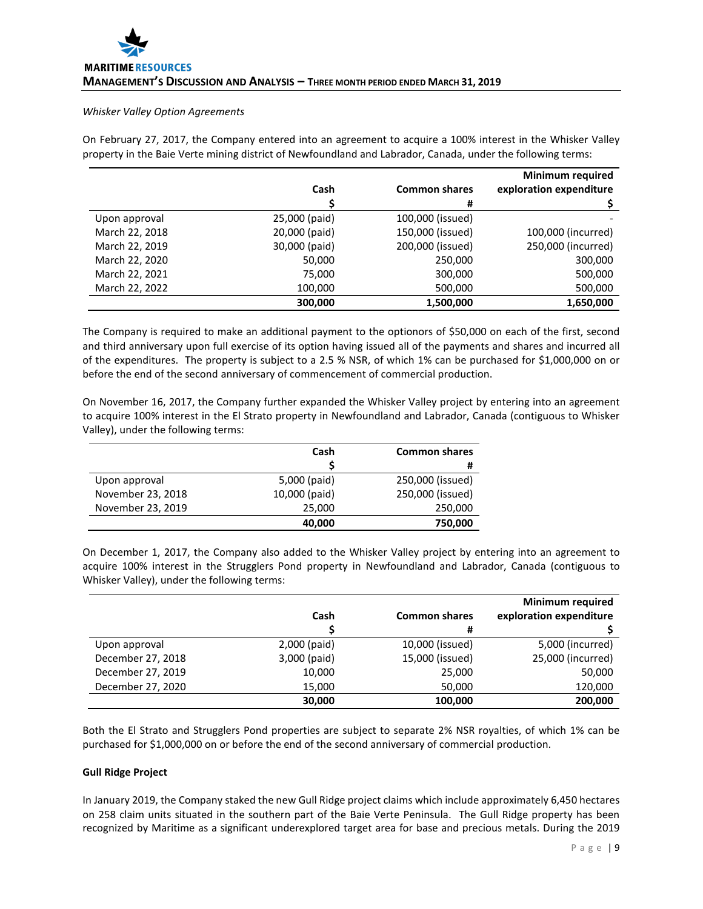*Whisker Valley Option Agreements*

On February 27, 2017, the Company entered into an agreement to acquire a 100% interest in the Whisker Valley property in the Baie Verte mining district of Newfoundland and Labrador, Canada, under the following terms:

| | Cash<br>$ | Common shares<br># | Minimum required exploration expenditure<br>$ |
|---|---|---|---|
| Upon approval | 25,000 (paid) | 100,000 (issued) | - |
| March 22, 2018 | 20,000 (paid) | 150,000 (issued) | 100,000 (incurred) |
| March 22, 2019 | 30,000 (paid) | 200,000 (issued) | 250,000 (incurred) |
| March 22, 2020 | 50,000 | 250,000 | 300,000 |
| March 22, 2021 | 75,000 | 300,000 | 500,000 |
| March 22, 2022 | 100,000 | 500,000 | 500,000 |
| | **300,000** | **1,500,000** | **1,650,000** |

The Company is required to make an additional payment to the optionors of $50,000 on each of the first, second and third anniversary upon full exercise of its option having issued all of the payments and shares and incurred all of the expenditures. The property is subject to a 2.5 % NSR, of which 1% can be purchased for $1,000,000 on or before the end of the second anniversary of commencement of commercial production.

On November 16, 2017, the Company further expanded the Whisker Valley project by entering into an agreement to acquire 100% interest in the El Strato property in Newfoundland and Labrador, Canada (contiguous to Whisker Valley), under the following terms:

| | Cash<br>$ | Common shares<br># |
|---|---|---|
| Upon approval | 5,000 (paid) | 250,000 (issued) |
| November 23, 2018 | 10,000 (paid) | 250,000 (issued) |
| November 23, 2019 | 25,000 | 250,000 |
| | **40,000** | **750,000** |

On December 1, 2017, the Company also added to the Whisker Valley project by entering into an agreement to acquire 100% interest in the Strugglers Pond property in Newfoundland and Labrador, Canada (contiguous to Whisker Valley), under the following terms:

| | Cash<br>$ | Common shares<br># | Minimum required exploration expenditure<br>$ |
|---|---|---|---|
| Upon approval | 2,000 (paid) | 10,000 (issued) | 5,000 (incurred) |
| December 27, 2018 | 3,000 (paid) | 15,000 (issued) | 25,000 (incurred) |
| December 27, 2019 | 10,000 | 25,000 | 50,000 |
| December 27, 2020 | 15,000 | 50,000 | 120,000 |
| | **30,000** | **100,000** | **200,000** |

Both the El Strato and Strugglers Pond properties are subject to separate 2% NSR royalties, of which 1% can be purchased for $1,000,000 on or before the end of the second anniversary of commercial production.

**Gull Ridge Project**

In January 2019, the Company staked the new Gull Ridge project claims which include approximately 6,450 hectares on 258 claim units situated in the southern part of the Baie Verte Peninsula. The Gull Ridge property has been recognized by Maritime as a significant underexplored target area for base and precious metals. During the 2019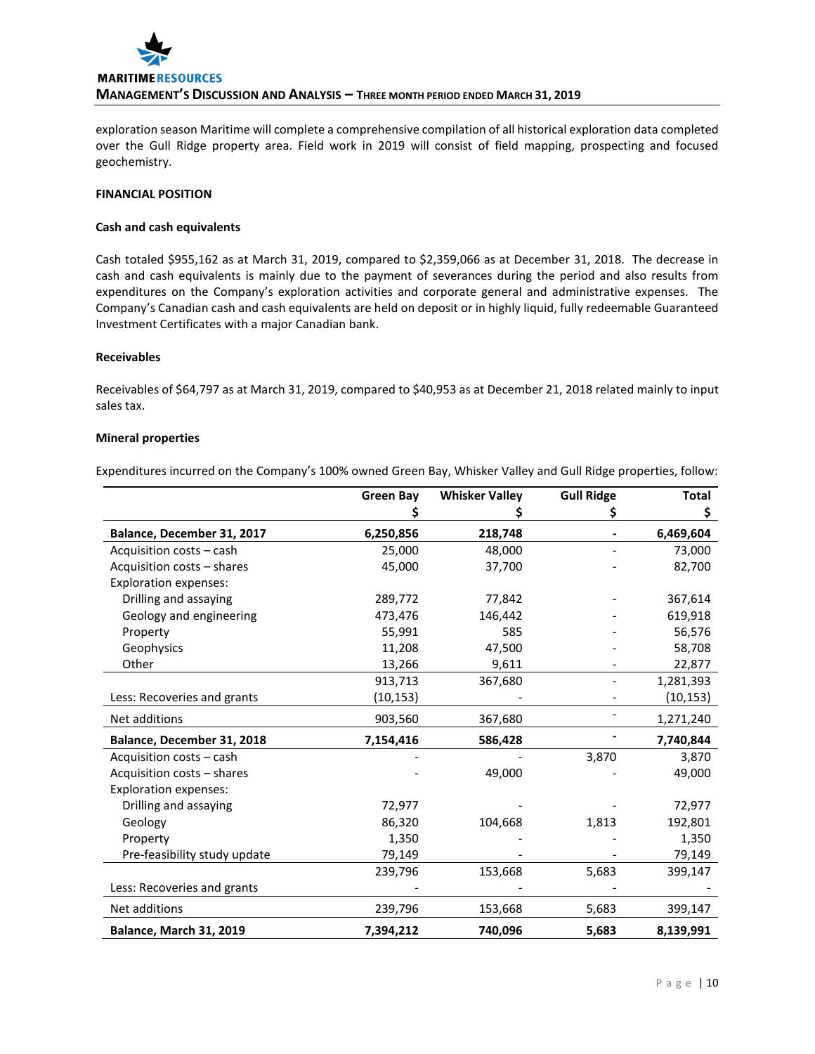exploration season Maritime will complete a comprehensive compilation of all historical exploration data completed over the Gull Ridge property area. Field work in 2019 will consist of field mapping, prospecting and focused geochemistry.

**FINANCIAL POSITION**

**Cash and cash equivalents**

Cash totaled $955,162 as at March 31, 2019, compared to $2,359,066 as at December 31, 2018. The decrease in cash and cash equivalents is mainly due to the payment of severances during the period and also results from expenditures on the Company's exploration activities and corporate general and administrative expenses. The Company's Canadian cash and cash equivalents are held on deposit or in highly liquid, fully redeemable Guaranteed Investment Certificates with a major Canadian bank.

**Receivables**

Receivables of $64,797 as at March 31, 2019, compared to $40,953 as at December 21, 2018 related mainly to input sales tax.

**Mineral properties**

Expenditures incurred on the Company's 100% owned Green Bay, Whisker Valley and Gull Ridge properties, follow:

| | Green Bay<br>$ | Whisker Valley<br>$ | Gull Ridge<br>$ | Total<br>$ |
|---|---|---|---|---|
| **Balance, December 31, 2017** | **6,250,856** | **218,748** | **-** | **6,469,604** |
| Acquisition costs – cash | 25,000 | 48,000 | - | 73,000 |
| Acquisition costs – shares | 45,000 | 37,700 | - | 82,700 |
| Exploration expenses: | | | | |
| Drilling and assaying | 289,772 | 77,842 | - | 367,614 |
| Geology and engineering | 473,476 | 146,442 | - | 619,918 |
| Property | 55,991 | 585 | - | 56,576 |
| Geophysics | 11,208 | 47,500 | - | 58,708 |
| Other | 13,266 | 9,611 | - | 22,877 |
| | 913,713 | 367,680 | - | 1,281,393 |
| Less: Recoveries and grants | (10,153) | - | - | (10,153) |
| Net additions | 903,560 | 367,680 | - | 1,271,240 |
| **Balance, December 31, 2018** | **7,154,416** | **586,428** | **-** | **7,740,844** |
| Acquisition costs – cash | - | - | 3,870 | 3,870 |
| Acquisition costs – shares | - | 49,000 | - | 49,000 |
| Exploration expenses: | | | | |
| Drilling and assaying | 72,977 | - | - | 72,977 |
| Geology | 86,320 | 104,668 | 1,813 | 192,801 |
| Property | 1,350 | - | - | 1,350 |
| Pre-feasibility study update | 79,149 | - | - | 79,149 |
| | 239,796 | 153,668 | 5,683 | 399,147 |
| Less: Recoveries and grants | - | - | - | - |
| Net additions | 239,796 | 153,668 | 5,683 | 399,147 |
| **Balance, March 31, 2019** | **7,394,212** | **740,096** | **5,683** | **8,139,991** |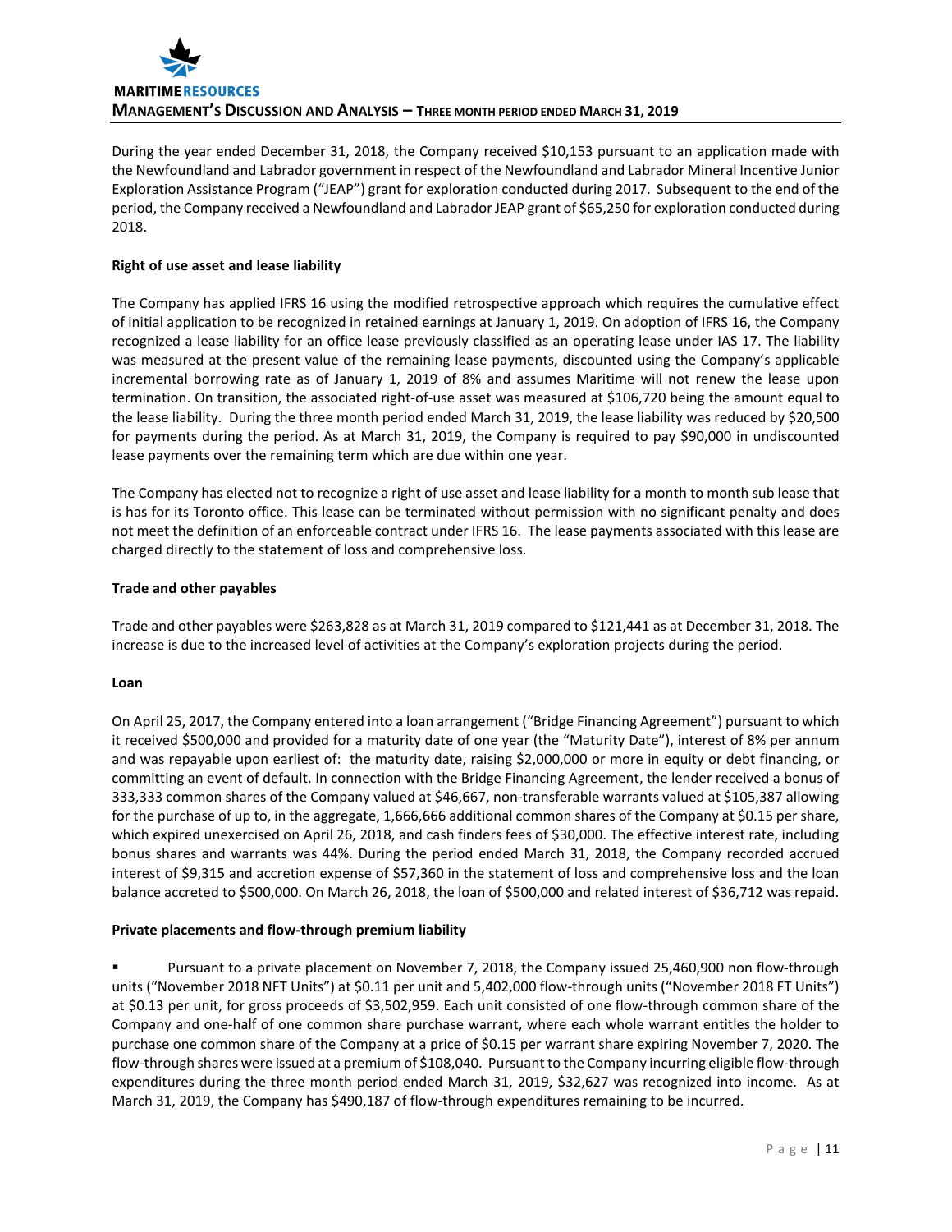During the year ended December 31, 2018, the Company received $10,153 pursuant to an application made with the Newfoundland and Labrador government in respect of the Newfoundland and Labrador Mineral Incentive Junior Exploration Assistance Program ("JEAP") grant for exploration conducted during 2017. Subsequent to the end of the period, the Company received a Newfoundland and Labrador JEAP grant of $65,250 for exploration conducted during 2018.

**Right of use asset and lease liability**

The Company has applied IFRS 16 using the modified retrospective approach which requires the cumulative effect of initial application to be recognized in retained earnings at January 1, 2019. On adoption of IFRS 16, the Company recognized a lease liability for an office lease previously classified as an operating lease under IAS 17. The liability was measured at the present value of the remaining lease payments, discounted using the Company's applicable incremental borrowing rate as of January 1, 2019 of 8% and assumes Maritime will not renew the lease upon termination. On transition, the associated right-of-use asset was measured at $106,720 being the amount equal to the lease liability. During the three month period ended March 31, 2019, the lease liability was reduced by $20,500 for payments during the period. As at March 31, 2019, the Company is required to pay $90,000 in undiscounted lease payments over the remaining term which are due within one year.

The Company has elected not to recognize a right of use asset and lease liability for a month to month sub lease that is has for its Toronto office. This lease can be terminated without permission with no significant penalty and does not meet the definition of an enforceable contract under IFRS 16. The lease payments associated with this lease are charged directly to the statement of loss and comprehensive loss.

**Trade and other payables**

Trade and other payables were $263,828 as at March 31, 2019 compared to $121,441 as at December 31, 2018. The increase is due to the increased level of activities at the Company's exploration projects during the period.

**Loan**

On April 25, 2017, the Company entered into a loan arrangement ("Bridge Financing Agreement") pursuant to which it received $500,000 and provided for a maturity date of one year (the "Maturity Date"), interest of 8% per annum and was repayable upon earliest of: the maturity date, raising $2,000,000 or more in equity or debt financing, or committing an event of default. In connection with the Bridge Financing Agreement, the lender received a bonus of 333,333 common shares of the Company valued at $46,667, non-transferable warrants valued at $105,387 allowing for the purchase of up to, in the aggregate, 1,666,666 additional common shares of the Company at $0.15 per share, which expired unexercised on April 26, 2018, and cash finders fees of $30,000. The effective interest rate, including bonus shares and warrants was 44%. During the period ended March 31, 2018, the Company recorded accrued interest of $9,315 and accretion expense of $57,360 in the statement of loss and comprehensive loss and the loan balance accreted to $500,000. On March 26, 2018, the loan of $500,000 and related interest of $36,712 was repaid.

**Private placements and flow-through premium liability**

- Pursuant to a private placement on November 7, 2018, the Company issued 25,460,900 non flow-through units ("November 2018 NFT Units") at $0.11 per unit and 5,402,000 flow-through units ("November 2018 FT Units") at $0.13 per unit, for gross proceeds of $3,502,959. Each unit consisted of one flow-through common share of the Company and one-half of one common share purchase warrant, where each whole warrant entitles the holder to purchase one common share of the Company at a price of $0.15 per warrant share expiring November 7, 2020. The flow-through shares were issued at a premium of $108,040. Pursuant to the Company incurring eligible flow-through expenditures during the three month period ended March 31, 2019, $32,627 was recognized into income. As at March 31, 2019, the Company has $490,187 of flow-through expenditures remaining to be incurred.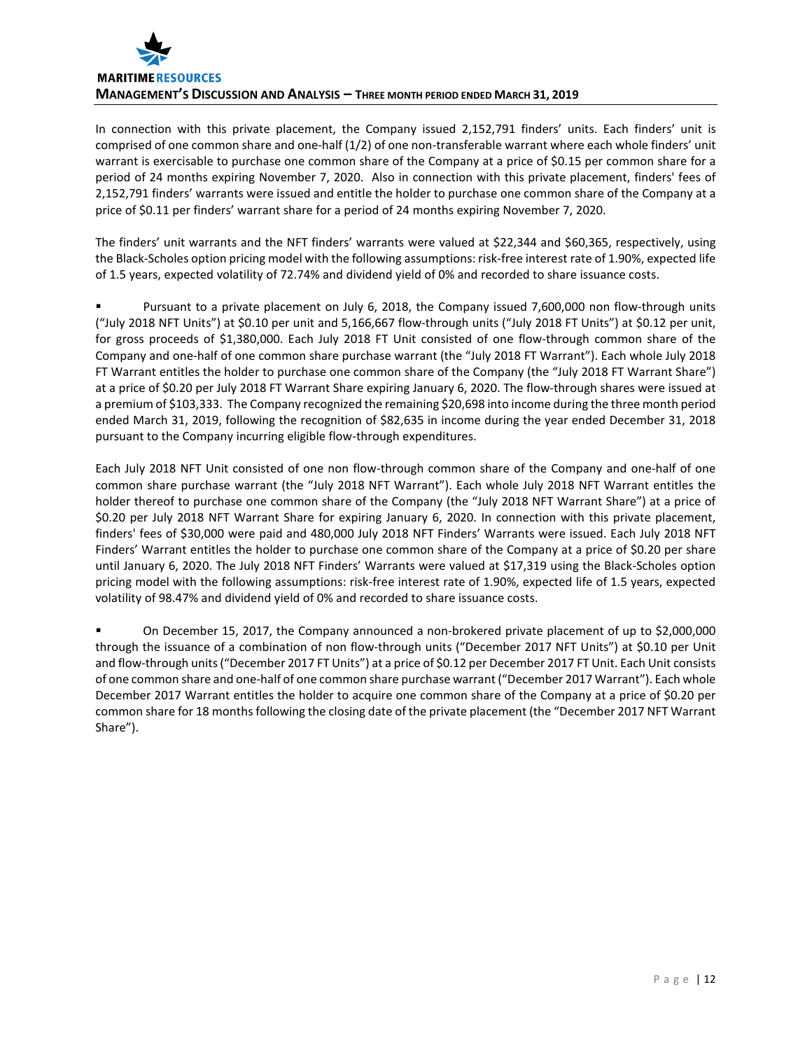In connection with this private placement, the Company issued 2,152,791 finders' units. Each finders' unit is comprised of one common share and one-half (1/2) of one non-transferable warrant where each whole finders' unit warrant is exercisable to purchase one common share of the Company at a price of $0.15 per common share for a period of 24 months expiring November 7, 2020. Also in connection with this private placement, finders' fees of 2,152,791 finders' warrants were issued and entitle the holder to purchase one common share of the Company at a price of $0.11 per finders' warrant share for a period of 24 months expiring November 7, 2020.

The finders' unit warrants and the NFT finders' warrants were valued at $22,344 and $60,365, respectively, using the Black-Scholes option pricing model with the following assumptions: risk-free interest rate of 1.90%, expected life of 1.5 years, expected volatility of 72.74% and dividend yield of 0% and recorded to share issuance costs.

- Pursuant to a private placement on July 6, 2018, the Company issued 7,600,000 non flow-through units ("July 2018 NFT Units") at $0.10 per unit and 5,166,667 flow-through units ("July 2018 FT Units") at $0.12 per unit, for gross proceeds of $1,380,000. Each July 2018 FT Unit consisted of one flow-through common share of the Company and one-half of one common share purchase warrant (the "July 2018 FT Warrant"). Each whole July 2018 FT Warrant entitles the holder to purchase one common share of the Company (the "July 2018 FT Warrant Share") at a price of $0.20 per July 2018 FT Warrant Share expiring January 6, 2020. The flow-through shares were issued at a premium of $103,333. The Company recognized the remaining $20,698 into income during the three month period ended March 31, 2019, following the recognition of $82,635 in income during the year ended December 31, 2018 pursuant to the Company incurring eligible flow-through expenditures.

Each July 2018 NFT Unit consisted of one non flow-through common share of the Company and one-half of one common share purchase warrant (the "July 2018 NFT Warrant"). Each whole July 2018 NFT Warrant entitles the holder thereof to purchase one common share of the Company (the "July 2018 NFT Warrant Share") at a price of $0.20 per July 2018 NFT Warrant Share for expiring January 6, 2020. In connection with this private placement, finders' fees of $30,000 were paid and 480,000 July 2018 NFT Finders' Warrants were issued. Each July 2018 NFT Finders' Warrant entitles the holder to purchase one common share of the Company at a price of $0.20 per share until January 6, 2020. The July 2018 NFT Finders' Warrants were valued at $17,319 using the Black-Scholes option pricing model with the following assumptions: risk-free interest rate of 1.90%, expected life of 1.5 years, expected volatility of 98.47% and dividend yield of 0% and recorded to share issuance costs.

- On December 15, 2017, the Company announced a non-brokered private placement of up to $2,000,000 through the issuance of a combination of non flow-through units ("December 2017 NFT Units") at $0.10 per Unit and flow-through units ("December 2017 FT Units") at a price of $0.12 per December 2017 FT Unit. Each Unit consists of one common share and one-half of one common share purchase warrant ("December 2017 Warrant"). Each whole December 2017 Warrant entitles the holder to acquire one common share of the Company at a price of $0.20 per common share for 18 months following the closing date of the private placement (the "December 2017 NFT Warrant Share").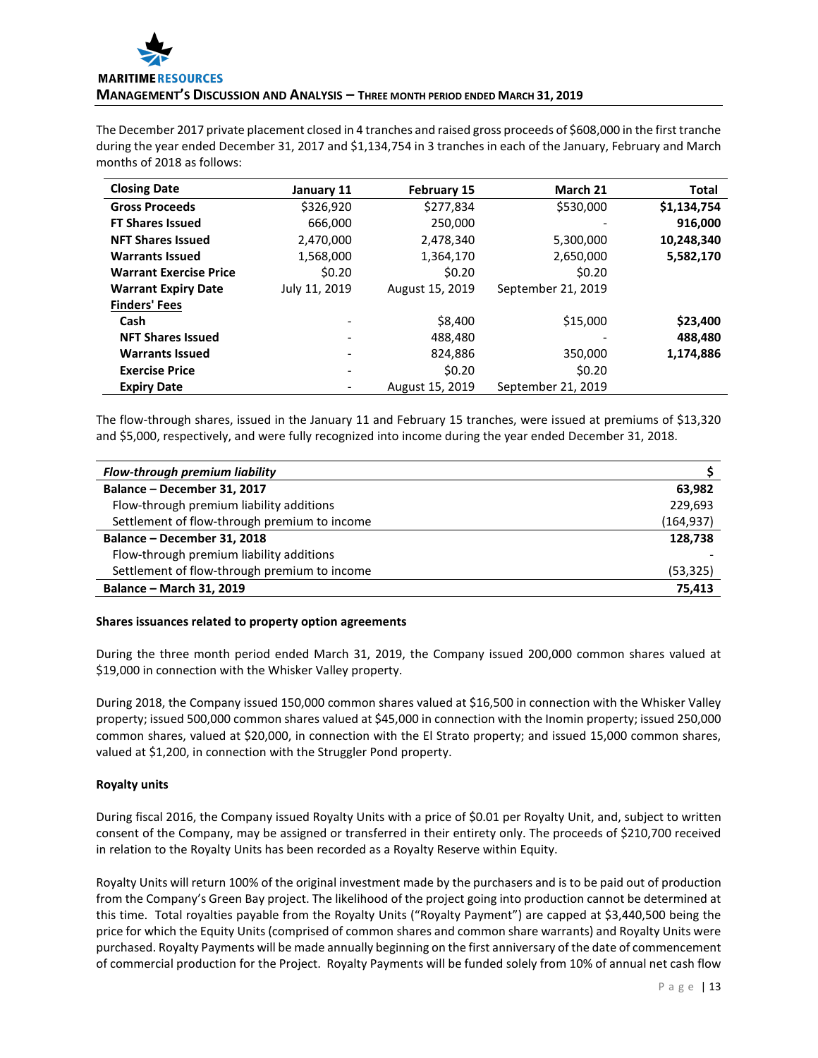The December 2017 private placement closed in 4 tranches and raised gross proceeds of $608,000 in the first tranche during the year ended December 31, 2017 and $1,134,754 in 3 tranches in each of the January, February and March months of 2018 as follows:

| Closing Date | January 11 | February 15 | March 21 | Total |
|---|---|---|---|---|
| **Gross Proceeds** | $326,920 | $277,834 | $530,000 | **$1,134,754** |
| **FT Shares Issued** | 666,000 | 250,000 | - | **916,000** |
| **NFT Shares Issued** | 2,470,000 | 2,478,340 | 5,300,000 | **10,248,340** |
| **Warrants Issued** | 1,568,000 | 1,364,170 | 2,650,000 | **5,582,170** |
| **Warrant Exercise Price** | $0.20 | $0.20 | $0.20 | |
| **Warrant Expiry Date** | July 11, 2019 | August 15, 2019 | September 21, 2019 | |
| **Finders' Fees** | | | | |
| **Cash** | - | $8,400 | $15,000 | **$23,400** |
| **NFT Shares Issued** | - | 488,480 | - | **488,480** |
| **Warrants Issued** | - | 824,886 | 350,000 | **1,174,886** |
| **Exercise Price** | - | $0.20 | $0.20 | |
| **Expiry Date** | - | August 15, 2019 | September 21, 2019 | |

The flow-through shares, issued in the January 11 and February 15 tranches, were issued at premiums of $13,320 and $5,000, respectively, and were fully recognized into income during the year ended December 31, 2018.

| *Flow-through premium liability* | $ |
|---|---|
| **Balance – December 31, 2017** | **63,982** |
| Flow-through premium liability additions | 229,693 |
| Settlement of flow-through premium to income | (164,937) |
| **Balance – December 31, 2018** | **128,738** |
| Flow-through premium liability additions | - |
| Settlement of flow-through premium to income | (53,325) |
| **Balance – March 31, 2019** | **75,413** |

**Shares issuances related to property option agreements**

During the three month period ended March 31, 2019, the Company issued 200,000 common shares valued at $19,000 in connection with the Whisker Valley property.

During 2018, the Company issued 150,000 common shares valued at $16,500 in connection with the Whisker Valley property; issued 500,000 common shares valued at $45,000 in connection with the Inomin property; issued 250,000 common shares, valued at $20,000, in connection with the El Strato property; and issued 15,000 common shares, valued at $1,200, in connection with the Struggler Pond property.

**Royalty units**

During fiscal 2016, the Company issued Royalty Units with a price of $0.01 per Royalty Unit, and, subject to written consent of the Company, may be assigned or transferred in their entirety only. The proceeds of $210,700 received in relation to the Royalty Units has been recorded as a Royalty Reserve within Equity.

Royalty Units will return 100% of the original investment made by the purchasers and is to be paid out of production from the Company's Green Bay project. The likelihood of the project going into production cannot be determined at this time. Total royalties payable from the Royalty Units ("Royalty Payment") are capped at $3,440,500 being the price for which the Equity Units (comprised of common shares and common share warrants) and Royalty Units were purchased. Royalty Payments will be made annually beginning on the first anniversary of the date of commencement of commercial production for the Project. Royalty Payments will be funded solely from 10% of annual net cash flow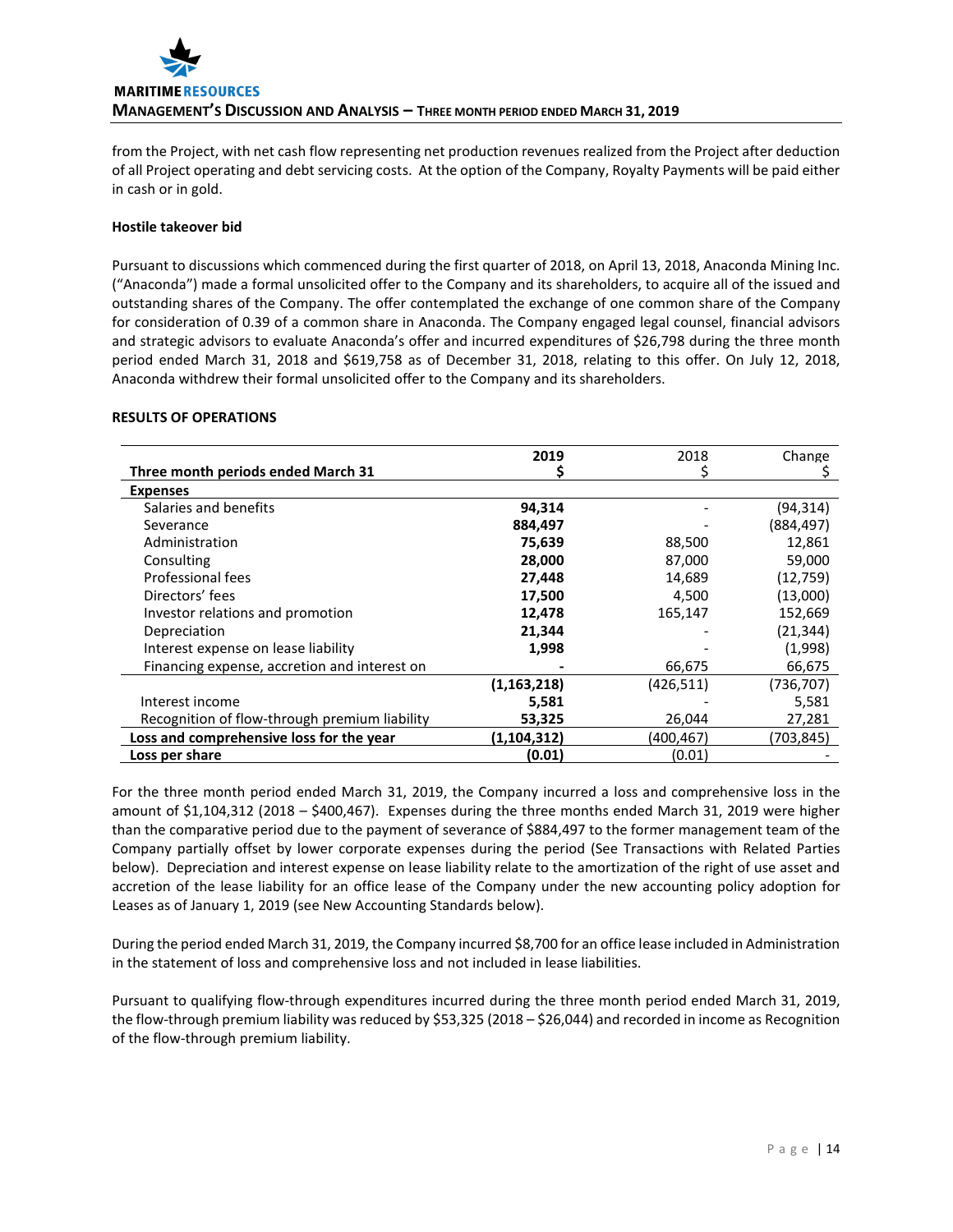from the Project, with net cash flow representing net production revenues realized from the Project after deduction of all Project operating and debt servicing costs. At the option of the Company, Royalty Payments will be paid either in cash or in gold.

**Hostile takeover bid**

Pursuant to discussions which commenced during the first quarter of 2018, on April 13, 2018, Anaconda Mining Inc. ("Anaconda") made a formal unsolicited offer to the Company and its shareholders, to acquire all of the issued and outstanding shares of the Company. The offer contemplated the exchange of one common share of the Company for consideration of 0.39 of a common share in Anaconda. The Company engaged legal counsel, financial advisors and strategic advisors to evaluate Anaconda's offer and incurred expenditures of $26,798 during the three month period ended March 31, 2018 and $619,758 as of December 31, 2018, relating to this offer. On July 12, 2018, Anaconda withdrew their formal unsolicited offer to the Company and its shareholders.

**RESULTS OF OPERATIONS**

| Three month periods ended March 31 | **2019 $** | 2018 $ | Change $ |
|---|---|---|---|
| **Expenses** | | | |
| Salaries and benefits | **94,314** | - | (94,314) |
| Severance | **884,497** | - | (884,497) |
| Administration | **75,639** | 88,500 | 12,861 |
| Consulting | **28,000** | 87,000 | 59,000 |
| Professional fees | **27,448** | 14,689 | (12,759) |
| Directors' fees | **17,500** | 4,500 | (13,000) |
| Investor relations and promotion | **12,478** | 165,147 | 152,669 |
| Depreciation | **21,344** | - | (21,344) |
| Interest expense on lease liability | **1,998** | - | (1,998) |
| Financing expense, accretion and interest on | **-** | 66,675 | 66,675 |
| | **(1,163,218)** | (426,511) | (736,707) |
| Interest income | **5,581** | - | 5,581 |
| Recognition of flow-through premium liability | **53,325** | 26,044 | 27,281 |
| **Loss and comprehensive loss for the year** | **(1,104,312)** | (400,467) | (703,845) |
| **Loss per share** | **(0.01)** | (0.01) | - |

For the three month period ended March 31, 2019, the Company incurred a loss and comprehensive loss in the amount of $1,104,312 (2018 – $400,467). Expenses during the three months ended March 31, 2019 were higher than the comparative period due to the payment of severance of $884,497 to the former management team of the Company partially offset by lower corporate expenses during the period (See Transactions with Related Parties below). Depreciation and interest expense on lease liability relate to the amortization of the right of use asset and accretion of the lease liability for an office lease of the Company under the new accounting policy adoption for Leases as of January 1, 2019 (see New Accounting Standards below).

During the period ended March 31, 2019, the Company incurred $8,700 for an office lease included in Administration in the statement of loss and comprehensive loss and not included in lease liabilities.

Pursuant to qualifying flow-through expenditures incurred during the three month period ended March 31, 2019, the flow-through premium liability was reduced by $53,325 (2018 – $26,044) and recorded in income as Recognition of the flow-through premium liability.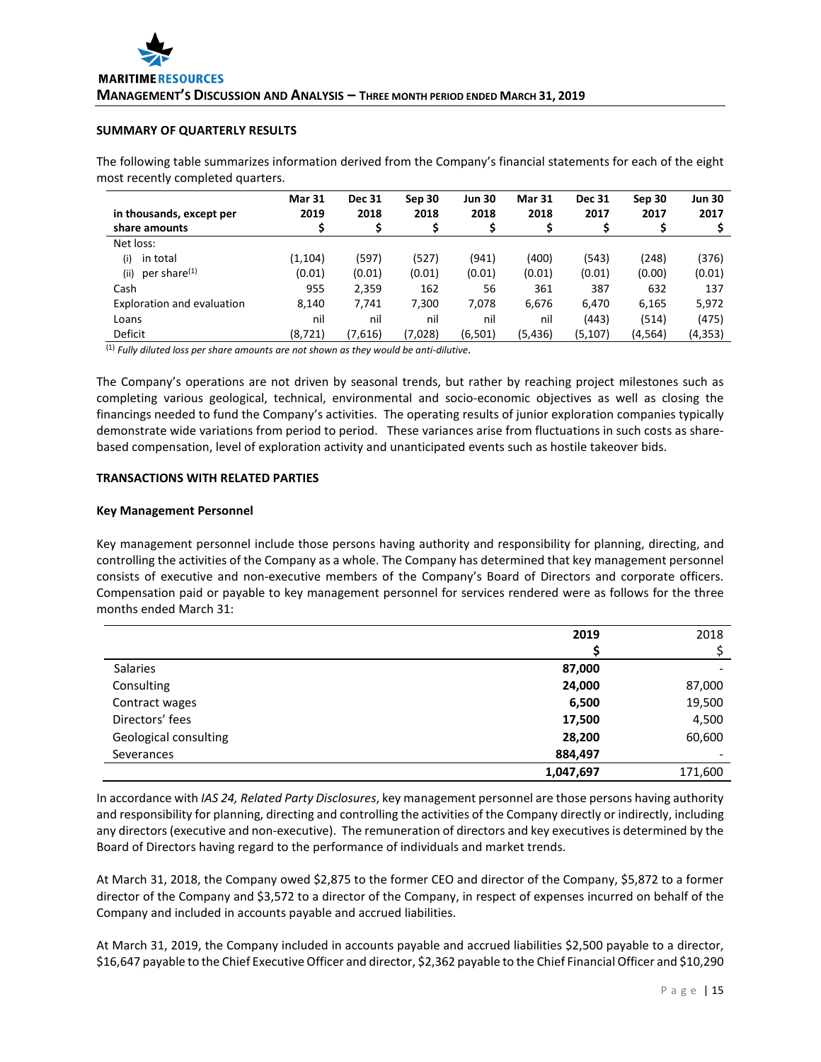## SUMMARY OF QUARTERLY RESULTS

The following table summarizes information derived from the Company's financial statements for each of the eight most recently completed quarters.

| in thousands, except per share amounts | Mar 31 2019 $ | Dec 31 2018 $ | Sep 30 2018 $ | Jun 30 2018 $ | Mar 31 2018 $ | Dec 31 2017 $ | Sep 30 2017 $ | Jun 30 2017 $ |
|---|---|---|---|---|---|---|---|---|
| Net loss: | | | | | | | | |
| (i) in total | (1,104) | (597) | (527) | (941) | (400) | (543) | (248) | (376) |
| (ii) per share[1] | (0.01) | (0.01) | (0.01) | (0.01) | (0.01) | (0.01) | (0.00) | (0.01) |
| Cash | 955 | 2,359 | 162 | 56 | 361 | 387 | 632 | 137 |
| Exploration and evaluation | 8,140 | 7,741 | 7,300 | 7,078 | 6,676 | 6,470 | 6,165 | 5,972 |
| Loans | nil | nil | nil | nil | nil | (443) | (514) | (475) |
| Deficit | (8,721) | (7,616) | (7,028) | (6,501) | (5,436) | (5,107) | (4,564) | (4,353) |

[1] *Fully diluted loss per share amounts are not shown as they would be anti-dilutive.*

The Company's operations are not driven by seasonal trends, but rather by reaching project milestones such as completing various geological, technical, environmental and socio-economic objectives as well as closing the financings needed to fund the Company's activities. The operating results of junior exploration companies typically demonstrate wide variations from period to period. These variances arise from fluctuations in such costs as share-based compensation, level of exploration activity and unanticipated events such as hostile takeover bids.

## TRANSACTIONS WITH RELATED PARTIES

### Key Management Personnel

Key management personnel include those persons having authority and responsibility for planning, directing, and controlling the activities of the Company as a whole. The Company has determined that key management personnel consists of executive and non-executive members of the Company's Board of Directors and corporate officers. Compensation paid or payable to key management personnel for services rendered were as follows for the three months ended March 31:

| | 2019 $ | 2018 $ |
|---|---|---|
| Salaries | **87,000** | - |
| Consulting | **24,000** | 87,000 |
| Contract wages | **6,500** | 19,500 |
| Directors' fees | **17,500** | 4,500 |
| Geological consulting | **28,200** | 60,600 |
| Severances | **884,497** | - |
| | **1,047,697** | 171,600 |

In accordance with *IAS 24, Related Party Disclosures*, key management personnel are those persons having authority and responsibility for planning, directing and controlling the activities of the Company directly or indirectly, including any directors (executive and non-executive). The remuneration of directors and key executives is determined by the Board of Directors having regard to the performance of individuals and market trends.

At March 31, 2018, the Company owed $2,875 to the former CEO and director of the Company, $5,872 to a former director of the Company and $3,572 to a director of the Company, in respect of expenses incurred on behalf of the Company and included in accounts payable and accrued liabilities.

At March 31, 2019, the Company included in accounts payable and accrued liabilities $2,500 payable to a director, $16,647 payable to the Chief Executive Officer and director, $2,362 payable to the Chief Financial Officer and $10,290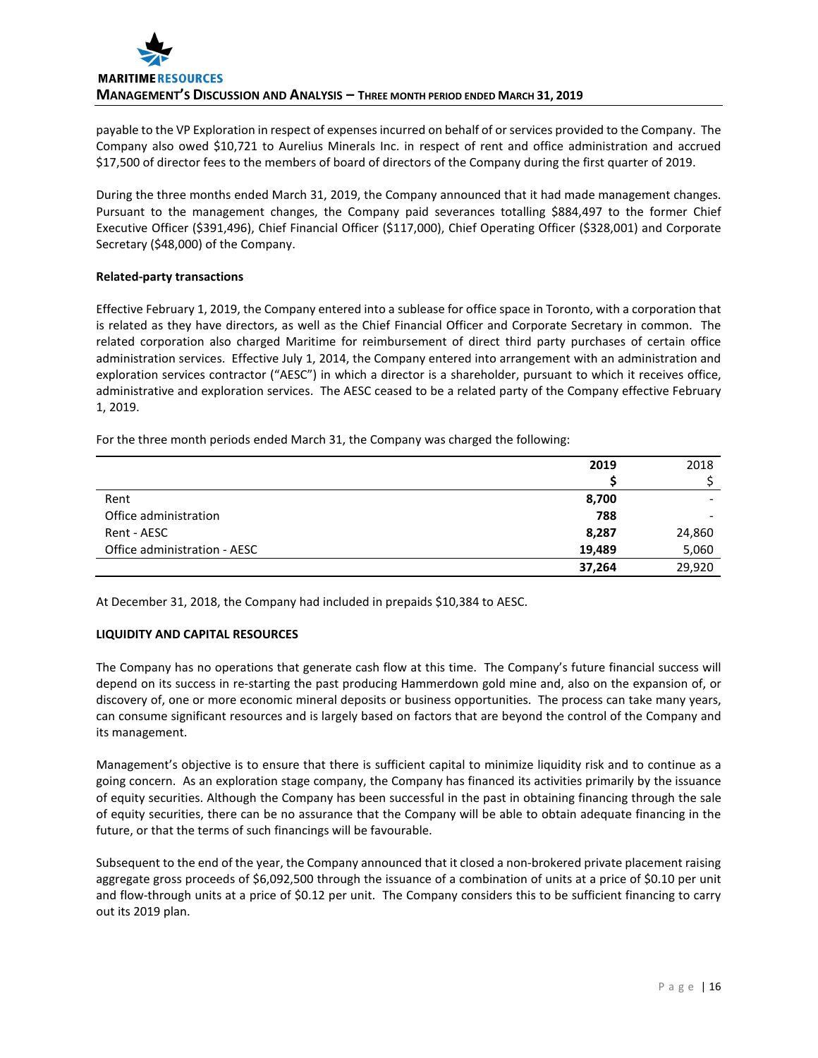payable to the VP Exploration in respect of expenses incurred on behalf of or services provided to the Company. The Company also owed $10,721 to Aurelius Minerals Inc. in respect of rent and office administration and accrued $17,500 of director fees to the members of board of directors of the Company during the first quarter of 2019.

During the three months ended March 31, 2019, the Company announced that it had made management changes. Pursuant to the management changes, the Company paid severances totalling $884,497 to the former Chief Executive Officer ($391,496), Chief Financial Officer ($117,000), Chief Operating Officer ($328,001) and Corporate Secretary ($48,000) of the Company.

**Related-party transactions**

Effective February 1, 2019, the Company entered into a sublease for office space in Toronto, with a corporation that is related as they have directors, as well as the Chief Financial Officer and Corporate Secretary in common. The related corporation also charged Maritime for reimbursement of direct third party purchases of certain office administration services. Effective July 1, 2014, the Company entered into arrangement with an administration and exploration services contractor ("AESC") in which a director is a shareholder, pursuant to which it receives office, administrative and exploration services. The AESC ceased to be a related party of the Company effective February 1, 2019.

For the three month periods ended March 31, the Company was charged the following:

| | **2019** | 2018 |
|---|---|---|
| | **$** | $ |
| Rent | **8,700** | - |
| Office administration | **788** | - |
| Rent - AESC | **8,287** | 24,860 |
| Office administration - AESC | **19,489** | 5,060 |
| | **37,264** | 29,920 |

At December 31, 2018, the Company had included in prepaids $10,384 to AESC.

**LIQUIDITY AND CAPITAL RESOURCES**

The Company has no operations that generate cash flow at this time. The Company's future financial success will depend on its success in re-starting the past producing Hammerdown gold mine and, also on the expansion of, or discovery of, one or more economic mineral deposits or business opportunities. The process can take many years, can consume significant resources and is largely based on factors that are beyond the control of the Company and its management.

Management's objective is to ensure that there is sufficient capital to minimize liquidity risk and to continue as a going concern. As an exploration stage company, the Company has financed its activities primarily by the issuance of equity securities. Although the Company has been successful in the past in obtaining financing through the sale of equity securities, there can be no assurance that the Company will be able to obtain adequate financing in the future, or that the terms of such financings will be favourable.

Subsequent to the end of the year, the Company announced that it closed a non-brokered private placement raising aggregate gross proceeds of $6,092,500 through the issuance of a combination of units at a price of $0.10 per unit and flow-through units at a price of $0.12 per unit. The Company considers this to be sufficient financing to carry out its 2019 plan.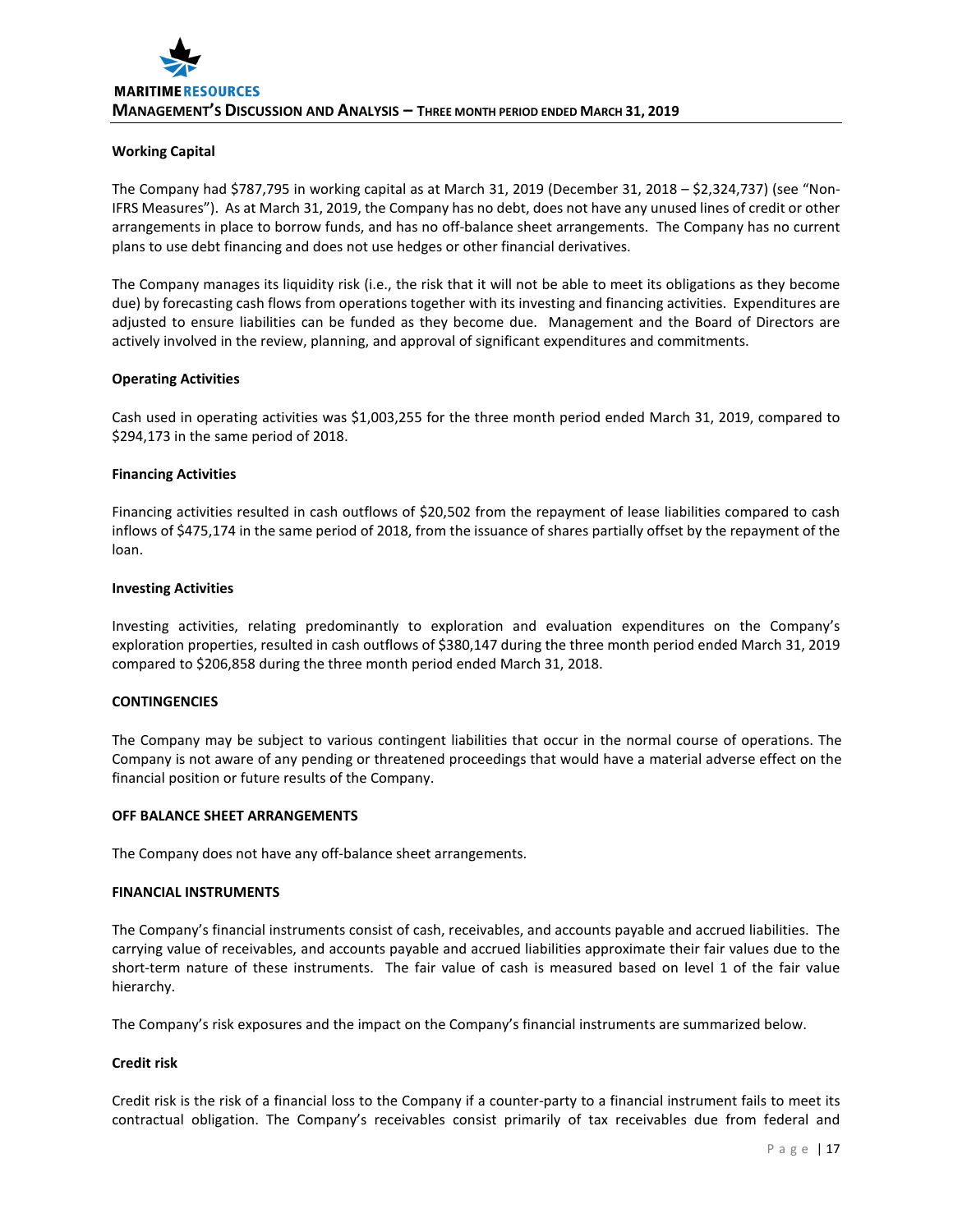**Working Capital**

The Company had $787,795 in working capital as at March 31, 2019 (December 31, 2018 – $2,324,737) (see "Non-IFRS Measures"). As at March 31, 2019, the Company has no debt, does not have any unused lines of credit or other arrangements in place to borrow funds, and has no off-balance sheet arrangements. The Company has no current plans to use debt financing and does not use hedges or other financial derivatives.

The Company manages its liquidity risk (i.e., the risk that it will not be able to meet its obligations as they become due) by forecasting cash flows from operations together with its investing and financing activities. Expenditures are adjusted to ensure liabilities can be funded as they become due. Management and the Board of Directors are actively involved in the review, planning, and approval of significant expenditures and commitments.

**Operating Activities**

Cash used in operating activities was $1,003,255 for the three month period ended March 31, 2019, compared to $294,173 in the same period of 2018.

**Financing Activities**

Financing activities resulted in cash outflows of $20,502 from the repayment of lease liabilities compared to cash inflows of $475,174 in the same period of 2018, from the issuance of shares partially offset by the repayment of the loan.

**Investing Activities**

Investing activities, relating predominantly to exploration and evaluation expenditures on the Company's exploration properties, resulted in cash outflows of $380,147 during the three month period ended March 31, 2019 compared to $206,858 during the three month period ended March 31, 2018.

**CONTINGENCIES**

The Company may be subject to various contingent liabilities that occur in the normal course of operations. The Company is not aware of any pending or threatened proceedings that would have a material adverse effect on the financial position or future results of the Company.

**OFF BALANCE SHEET ARRANGEMENTS**

The Company does not have any off-balance sheet arrangements.

**FINANCIAL INSTRUMENTS**

The Company's financial instruments consist of cash, receivables, and accounts payable and accrued liabilities. The carrying value of receivables, and accounts payable and accrued liabilities approximate their fair values due to the short-term nature of these instruments. The fair value of cash is measured based on level 1 of the fair value hierarchy.

The Company's risk exposures and the impact on the Company's financial instruments are summarized below.

**Credit risk**

Credit risk is the risk of a financial loss to the Company if a counter-party to a financial instrument fails to meet its contractual obligation. The Company's receivables consist primarily of tax receivables due from federal and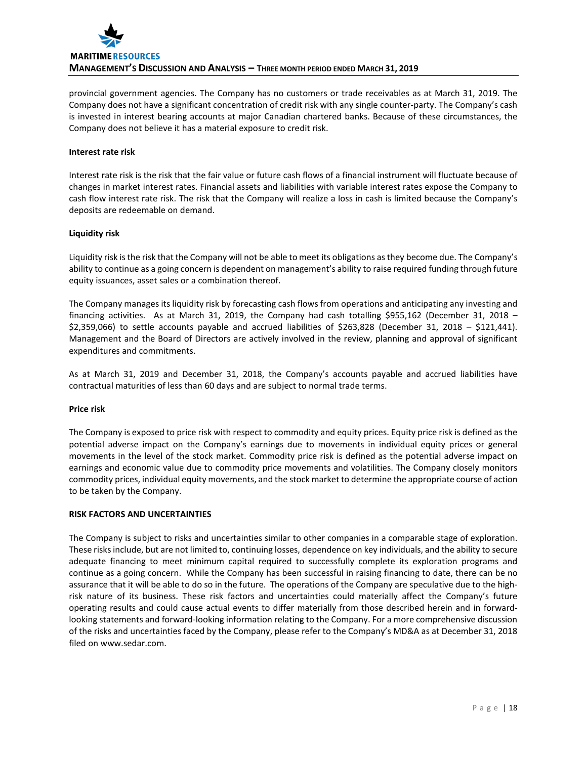provincial government agencies. The Company has no customers or trade receivables as at March 31, 2019. The Company does not have a significant concentration of credit risk with any single counter-party. The Company's cash is invested in interest bearing accounts at major Canadian chartered banks. Because of these circumstances, the Company does not believe it has a material exposure to credit risk.

**Interest rate risk**

Interest rate risk is the risk that the fair value or future cash flows of a financial instrument will fluctuate because of changes in market interest rates. Financial assets and liabilities with variable interest rates expose the Company to cash flow interest rate risk. The risk that the Company will realize a loss in cash is limited because the Company's deposits are redeemable on demand.

**Liquidity risk**

Liquidity risk is the risk that the Company will not be able to meet its obligations as they become due. The Company's ability to continue as a going concern is dependent on management's ability to raise required funding through future equity issuances, asset sales or a combination thereof.

The Company manages its liquidity risk by forecasting cash flows from operations and anticipating any investing and financing activities. As at March 31, 2019, the Company had cash totalling $955,162 (December 31, 2018 – $2,359,066) to settle accounts payable and accrued liabilities of $263,828 (December 31, 2018 – $121,441). Management and the Board of Directors are actively involved in the review, planning and approval of significant expenditures and commitments.

As at March 31, 2019 and December 31, 2018, the Company's accounts payable and accrued liabilities have contractual maturities of less than 60 days and are subject to normal trade terms.

**Price risk**

The Company is exposed to price risk with respect to commodity and equity prices. Equity price risk is defined as the potential adverse impact on the Company's earnings due to movements in individual equity prices or general movements in the level of the stock market. Commodity price risk is defined as the potential adverse impact on earnings and economic value due to commodity price movements and volatilities. The Company closely monitors commodity prices, individual equity movements, and the stock market to determine the appropriate course of action to be taken by the Company.

**RISK FACTORS AND UNCERTAINTIES**

The Company is subject to risks and uncertainties similar to other companies in a comparable stage of exploration. These risks include, but are not limited to, continuing losses, dependence on key individuals, and the ability to secure adequate financing to meet minimum capital required to successfully complete its exploration programs and continue as a going concern. While the Company has been successful in raising financing to date, there can be no assurance that it will be able to do so in the future. The operations of the Company are speculative due to the high-risk nature of its business. These risk factors and uncertainties could materially affect the Company's future operating results and could cause actual events to differ materially from those described herein and in forward-looking statements and forward-looking information relating to the Company. For a more comprehensive discussion of the risks and uncertainties faced by the Company, please refer to the Company's MD&A as at December 31, 2018 filed on www.sedar.com.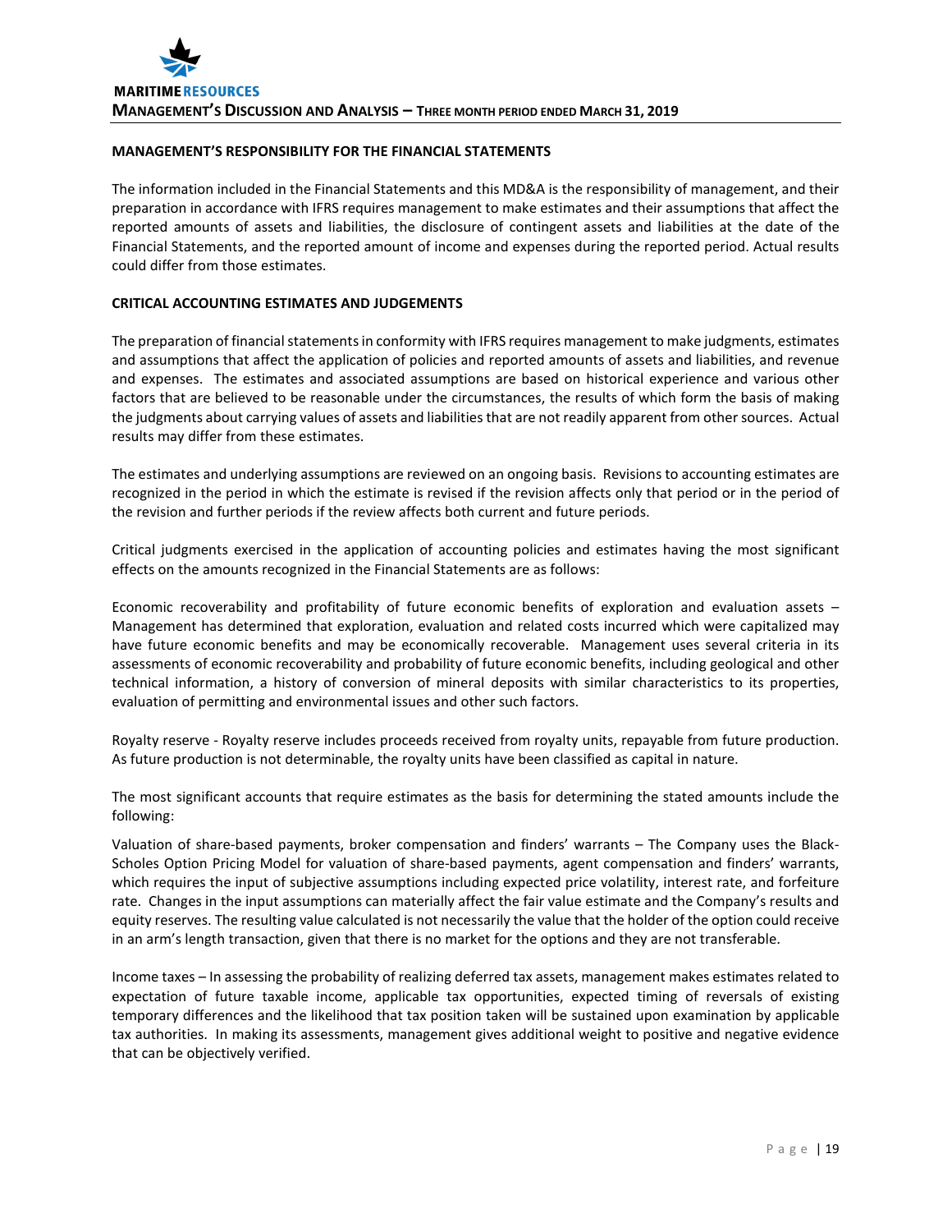## MANAGEMENT'S RESPONSIBILITY FOR THE FINANCIAL STATEMENTS

The information included in the Financial Statements and this MD&A is the responsibility of management, and their preparation in accordance with IFRS requires management to make estimates and their assumptions that affect the reported amounts of assets and liabilities, the disclosure of contingent assets and liabilities at the date of the Financial Statements, and the reported amount of income and expenses during the reported period. Actual results could differ from those estimates.

## CRITICAL ACCOUNTING ESTIMATES AND JUDGEMENTS

The preparation of financial statements in conformity with IFRS requires management to make judgments, estimates and assumptions that affect the application of policies and reported amounts of assets and liabilities, and revenue and expenses. The estimates and associated assumptions are based on historical experience and various other factors that are believed to be reasonable under the circumstances, the results of which form the basis of making the judgments about carrying values of assets and liabilities that are not readily apparent from other sources. Actual results may differ from these estimates.

The estimates and underlying assumptions are reviewed on an ongoing basis. Revisions to accounting estimates are recognized in the period in which the estimate is revised if the revision affects only that period or in the period of the revision and further periods if the review affects both current and future periods.

Critical judgments exercised in the application of accounting policies and estimates having the most significant effects on the amounts recognized in the Financial Statements are as follows:

Economic recoverability and profitability of future economic benefits of exploration and evaluation assets – Management has determined that exploration, evaluation and related costs incurred which were capitalized may have future economic benefits and may be economically recoverable. Management uses several criteria in its assessments of economic recoverability and probability of future economic benefits, including geological and other technical information, a history of conversion of mineral deposits with similar characteristics to its properties, evaluation of permitting and environmental issues and other such factors.

Royalty reserve - Royalty reserve includes proceeds received from royalty units, repayable from future production. As future production is not determinable, the royalty units have been classified as capital in nature.

The most significant accounts that require estimates as the basis for determining the stated amounts include the following:

Valuation of share-based payments, broker compensation and finders' warrants – The Company uses the Black-Scholes Option Pricing Model for valuation of share-based payments, agent compensation and finders' warrants, which requires the input of subjective assumptions including expected price volatility, interest rate, and forfeiture rate. Changes in the input assumptions can materially affect the fair value estimate and the Company's results and equity reserves. The resulting value calculated is not necessarily the value that the holder of the option could receive in an arm's length transaction, given that there is no market for the options and they are not transferable.

Income taxes – In assessing the probability of realizing deferred tax assets, management makes estimates related to expectation of future taxable income, applicable tax opportunities, expected timing of reversals of existing temporary differences and the likelihood that tax position taken will be sustained upon examination by applicable tax authorities. In making its assessments, management gives additional weight to positive and negative evidence that can be objectively verified.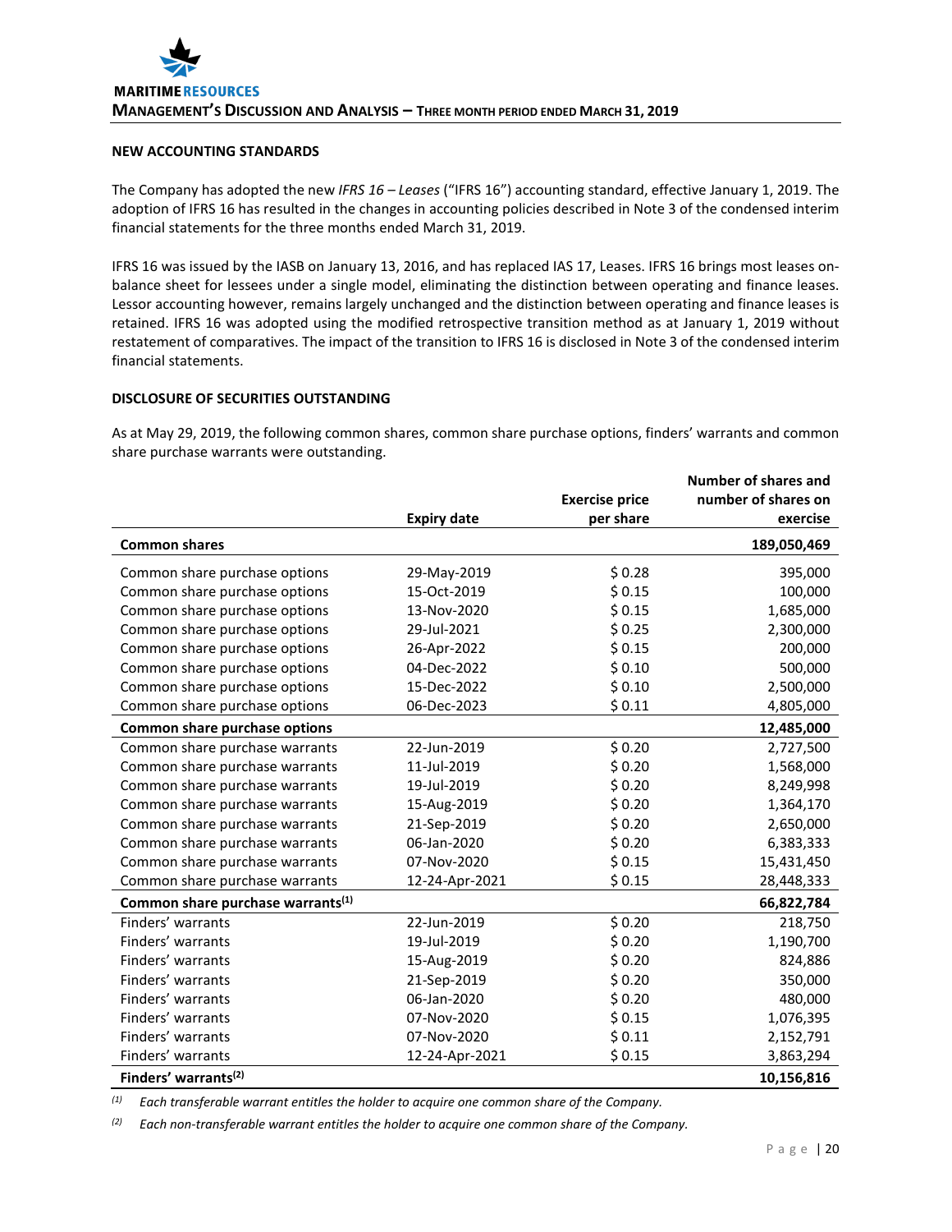## NEW ACCOUNTING STANDARDS

The Company has adopted the new *IFRS 16 – Leases* ("IFRS 16") accounting standard, effective January 1, 2019. The adoption of IFRS 16 has resulted in the changes in accounting policies described in Note 3 of the condensed interim financial statements for the three months ended March 31, 2019.

IFRS 16 was issued by the IASB on January 13, 2016, and has replaced IAS 17, Leases. IFRS 16 brings most leases on-balance sheet for lessees under a single model, eliminating the distinction between operating and finance leases. Lessor accounting however, remains largely unchanged and the distinction between operating and finance leases is retained. IFRS 16 was adopted using the modified retrospective transition method as at January 1, 2019 without restatement of comparatives. The impact of the transition to IFRS 16 is disclosed in Note 3 of the condensed interim financial statements.

## DISCLOSURE OF SECURITIES OUTSTANDING

As at May 29, 2019, the following common shares, common share purchase options, finders' warrants and common share purchase warrants were outstanding.

| | Expiry date | Exercise price per share | Number of shares and number of shares on exercise |
|---|---|---|---|
| **Common shares** | | | **189,050,469** |
| Common share purchase options | 29-May-2019 | $ 0.28 | 395,000 |
| Common share purchase options | 15-Oct-2019 | $ 0.15 | 100,000 |
| Common share purchase options | 13-Nov-2020 | $ 0.15 | 1,685,000 |
| Common share purchase options | 29-Jul-2021 | $ 0.25 | 2,300,000 |
| Common share purchase options | 26-Apr-2022 | $ 0.15 | 200,000 |
| Common share purchase options | 04-Dec-2022 | $ 0.10 | 500,000 |
| Common share purchase options | 15-Dec-2022 | $ 0.10 | 2,500,000 |
| Common share purchase options | 06-Dec-2023 | $ 0.11 | 4,805,000 |
| **Common share purchase options** | | | **12,485,000** |
| Common share purchase warrants | 22-Jun-2019 | $ 0.20 | 2,727,500 |
| Common share purchase warrants | 11-Jul-2019 | $ 0.20 | 1,568,000 |
| Common share purchase warrants | 19-Jul-2019 | $ 0.20 | 8,249,998 |
| Common share purchase warrants | 15-Aug-2019 | $ 0.20 | 1,364,170 |
| Common share purchase warrants | 21-Sep-2019 | $ 0.20 | 2,650,000 |
| Common share purchase warrants | 06-Jan-2020 | $ 0.20 | 6,383,333 |
| Common share purchase warrants | 07-Nov-2020 | $ 0.15 | 15,431,450 |
| Common share purchase warrants | 12-24-Apr-2021 | $ 0.15 | 28,448,333 |
| **Common share purchase warrants[(1)]** | | | **66,822,784** |
| Finders' warrants | 22-Jun-2019 | $ 0.20 | 218,750 |
| Finders' warrants | 19-Jul-2019 | $ 0.20 | 1,190,700 |
| Finders' warrants | 15-Aug-2019 | $ 0.20 | 824,886 |
| Finders' warrants | 21-Sep-2019 | $ 0.20 | 350,000 |
| Finders' warrants | 06-Jan-2020 | $ 0.20 | 480,000 |
| Finders' warrants | 07-Nov-2020 | $ 0.15 | 1,076,395 |
| Finders' warrants | 07-Nov-2020 | $ 0.11 | 2,152,791 |
| Finders' warrants | 12-24-Apr-2021 | $ 0.15 | 3,863,294 |
| **Finders' warrants[(2)]** | | | **10,156,816** |

[(1)] *Each transferable warrant entitles the holder to acquire one common share of the Company.*

[(2)] *Each non-transferable warrant entitles the holder to acquire one common share of the Company.*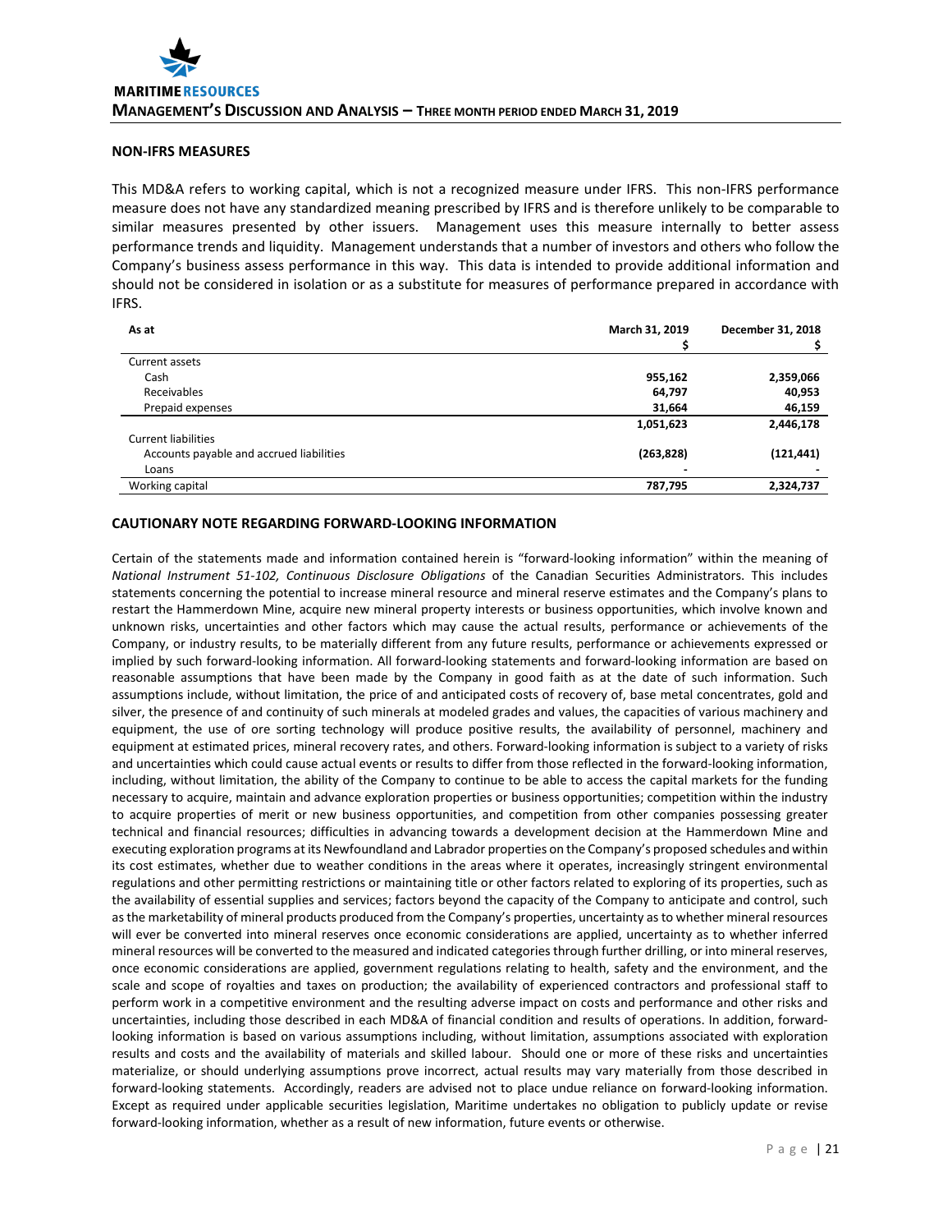## NON-IFRS MEASURES

This MD&A refers to working capital, which is not a recognized measure under IFRS. This non-IFRS performance measure does not have any standardized meaning prescribed by IFRS and is therefore unlikely to be comparable to similar measures presented by other issuers. Management uses this measure internally to better assess performance trends and liquidity. Management understands that a number of investors and others who follow the Company's business assess performance in this way. This data is intended to provide additional information and should not be considered in isolation or as a substitute for measures of performance prepared in accordance with IFRS.

| As at | March 31, 2019<br>$ | December 31, 2018<br>$ |
|---|---|---|
| Current assets | | |
| Cash | **955,162** | **2,359,066** |
| Receivables | **64,797** | **40,953** |
| Prepaid expenses | **31,664** | **46,159** |
| | **1,051,623** | **2,446,178** |
| Current liabilities | | |
| Accounts payable and accrued liabilities | **(263,828)** | **(121,441)** |
| Loans | **-** | **-** |
| Working capital | **787,795** | **2,324,737** |

## CAUTIONARY NOTE REGARDING FORWARD-LOOKING INFORMATION

Certain of the statements made and information contained herein is "forward-looking information" within the meaning of *National Instrument 51-102, Continuous Disclosure Obligations* of the Canadian Securities Administrators. This includes statements concerning the potential to increase mineral resource and mineral reserve estimates and the Company's plans to restart the Hammerdown Mine, acquire new mineral property interests or business opportunities, which involve known and unknown risks, uncertainties and other factors which may cause the actual results, performance or achievements of the Company, or industry results, to be materially different from any future results, performance or achievements expressed or implied by such forward-looking information. All forward-looking statements and forward-looking information are based on reasonable assumptions that have been made by the Company in good faith as at the date of such information. Such assumptions include, without limitation, the price of and anticipated costs of recovery of, base metal concentrates, gold and silver, the presence of and continuity of such minerals at modeled grades and values, the capacities of various machinery and equipment, the use of ore sorting technology will produce positive results, the availability of personnel, machinery and equipment at estimated prices, mineral recovery rates, and others. Forward-looking information is subject to a variety of risks and uncertainties which could cause actual events or results to differ from those reflected in the forward-looking information, including, without limitation, the ability of the Company to continue to be able to access the capital markets for the funding necessary to acquire, maintain and advance exploration properties or business opportunities; competition within the industry to acquire properties of merit or new business opportunities, and competition from other companies possessing greater technical and financial resources; difficulties in advancing towards a development decision at the Hammerdown Mine and executing exploration programs at its Newfoundland and Labrador properties on the Company's proposed schedules and within its cost estimates, whether due to weather conditions in the areas where it operates, increasingly stringent environmental regulations and other permitting restrictions or maintaining title or other factors related to exploring of its properties, such as the availability of essential supplies and services; factors beyond the capacity of the Company to anticipate and control, such as the marketability of mineral products produced from the Company's properties, uncertainty as to whether mineral resources will ever be converted into mineral reserves once economic considerations are applied, uncertainty as to whether inferred mineral resources will be converted to the measured and indicated categories through further drilling, or into mineral reserves, once economic considerations are applied, government regulations relating to health, safety and the environment, and the scale and scope of royalties and taxes on production; the availability of experienced contractors and professional staff to perform work in a competitive environment and the resulting adverse impact on costs and performance and other risks and uncertainties, including those described in each MD&A of financial condition and results of operations. In addition, forward-looking information is based on various assumptions including, without limitation, assumptions associated with exploration results and costs and the availability of materials and skilled labour. Should one or more of these risks and uncertainties materialize, or should underlying assumptions prove incorrect, actual results may vary materially from those described in forward-looking statements. Accordingly, readers are advised not to place undue reliance on forward-looking information. Except as required under applicable securities legislation, Maritime undertakes no obligation to publicly update or revise forward-looking information, whether as a result of new information, future events or otherwise.